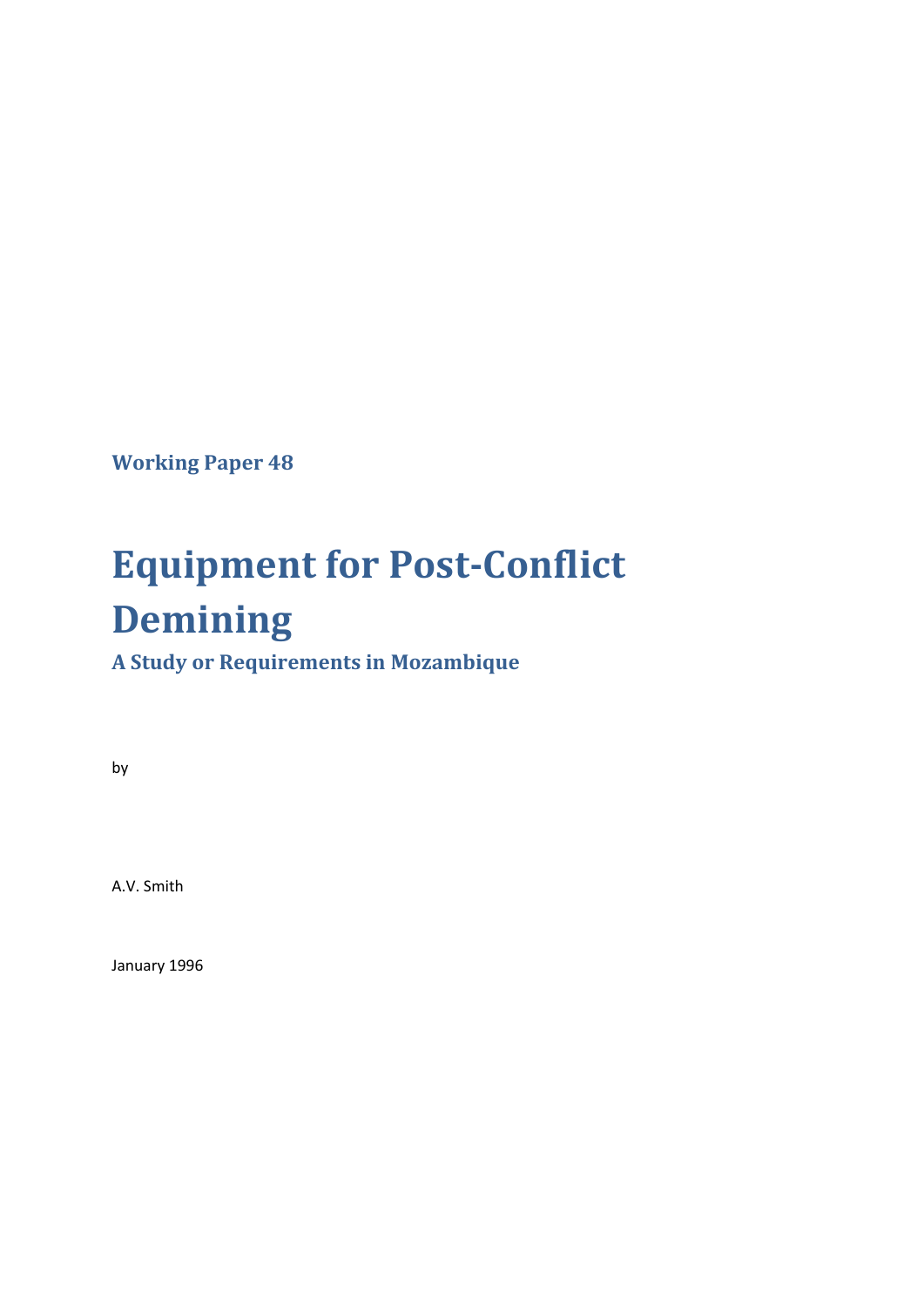**Working Paper 48**

# Equipment for Post-Conflict Demining

## A Study or Requirements in Mozambique

by

A.V. Smith

January 1996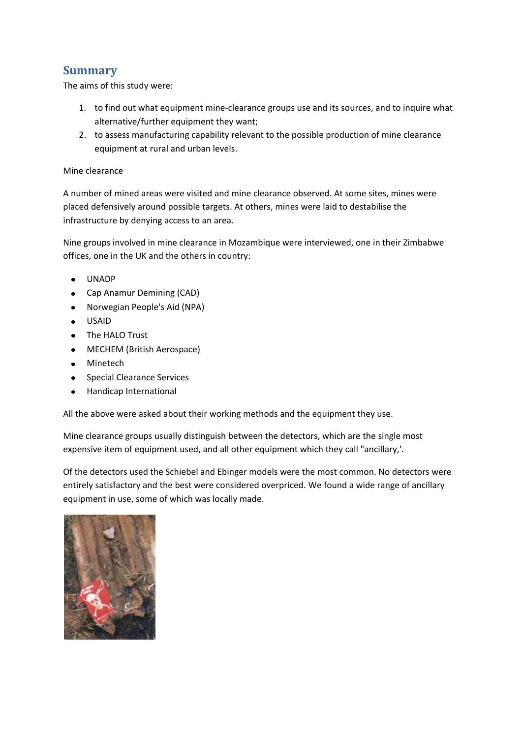## Summary

The aims of this study were:

1. to find out what equipment mine-clearance groups use and its sources, and to inquire what alternative/further equipment they want;
2. to assess manufacturing capability relevant to the possible production of mine clearance equipment at rural and urban levels.

Mine clearance

A number of mined areas were visited and mine clearance observed. At some sites, mines were placed defensively around possible targets. At others, mines were laid to destabilise the infrastructure by denying access to an area.

Nine groups involved in mine clearance in Mozambique were interviewed, one in their Zimbabwe offices, one in the UK and the others in country:

- UNADP
- Cap Anamur Demining (CAD)
- Norwegian People's Aid (NPA)
- USAID
- The HALO Trust
- MECHEM (British Aerospace)
- Minetech
- Special Clearance Services
- Handicap International

All the above were asked about their working methods and the equipment they use.

Mine clearance groups usually distinguish between the detectors, which are the single most expensive item of equipment used, and all other equipment which they call "ancillary,'.

Of the detectors used the Schiebel and Ebinger models were the most common. No detectors were entirely satisfactory and the best were considered overpriced. We found a wide range of ancillary equipment in use, some of which was locally made.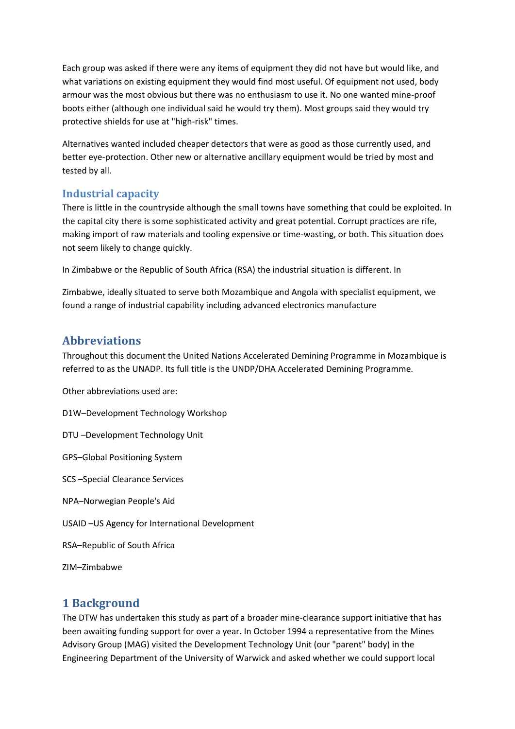Each group was asked if there were any items of equipment they did not have but would like, and what variations on existing equipment they would find most useful. Of equipment not used, body armour was the most obvious but there was no enthusiasm to use it. No one wanted mine-proof boots either (although one individual said he would try them). Most groups said they would try protective shields for use at "high-risk" times.

Alternatives wanted included cheaper detectors that were as good as those currently used, and better eye-protection. Other new or alternative ancillary equipment would be tried by most and tested by all.

### Industrial capacity

There is little in the countryside although the small towns have something that could be exploited. In the capital city there is some sophisticated activity and great potential. Corrupt practices are rife, making import of raw materials and tooling expensive or time-wasting, or both. This situation does not seem likely to change quickly.

In Zimbabwe or the Republic of South Africa (RSA) the industrial situation is different. In

Zimbabwe, ideally situated to serve both Mozambique and Angola with specialist equipment, we found a range of industrial capability including advanced electronics manufacture

## Abbreviations

Throughout this document the United Nations Accelerated Demining Programme in Mozambique is referred to as the UNADP. Its full title is the UNDP/DHA Accelerated Demining Programme.

Other abbreviations used are:

D1W–Development Technology Workshop

DTU –Development Technology Unit

GPS–Global Positioning System

SCS –Special Clearance Services

NPA–Norwegian People's Aid

USAID –US Agency for International Development

RSA–Republic of South Africa

ZIM–Zimbabwe

## 1 Background

The DTW has undertaken this study as part of a broader mine-clearance support initiative that has been awaiting funding support for over a year. In October 1994 a representative from the Mines Advisory Group (MAG) visited the Development Technology Unit (our "parent" body) in the Engineering Department of the University of Warwick and asked whether we could support local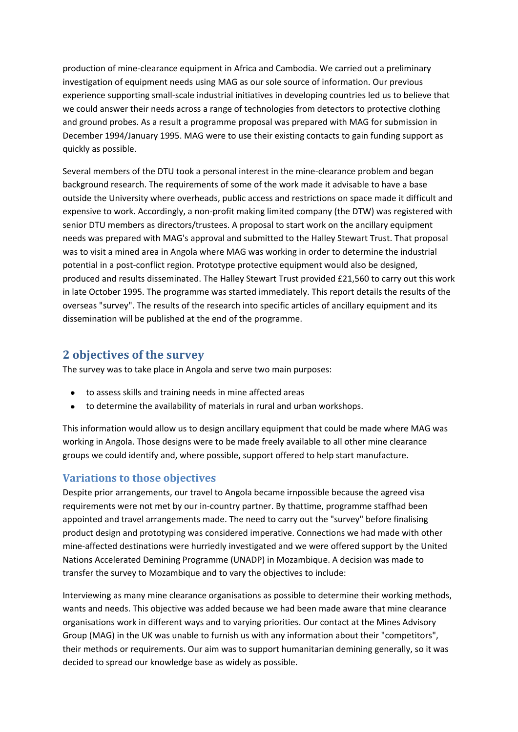production of mine-clearance equipment in Africa and Cambodia. We carried out a preliminary investigation of equipment needs using MAG as our sole source of information. Our previous experience supporting small-scale industrial initiatives in developing countries led us to believe that we could answer their needs across a range of technologies from detectors to protective clothing and ground probes. As a result a programme proposal was prepared with MAG for submission in December 1994/January 1995. MAG were to use their existing contacts to gain funding support as quickly as possible.

Several members of the DTU took a personal interest in the mine-clearance problem and began background research. The requirements of some of the work made it advisable to have a base outside the University where overheads, public access and restrictions on space made it difficult and expensive to work. Accordingly, a non-profit making limited company (the DTW) was registered with senior DTU members as directors/trustees. A proposal to start work on the ancillary equipment needs was prepared with MAG's approval and submitted to the Halley Stewart Trust. That proposal was to visit a mined area in Angola where MAG was working in order to determine the industrial potential in a post-conflict region. Prototype protective equipment would also be designed, produced and results disseminated. The Halley Stewart Trust provided £21,560 to carry out this work in late October 1995. The programme was started immediately. This report details the results of the overseas "survey". The results of the research into specific articles of ancillary equipment and its dissemination will be published at the end of the programme.

## 2 objectives of the survey

The survey was to take place in Angola and serve two main purposes:

- to assess skills and training needs in mine affected areas
- to determine the availability of materials in rural and urban workshops.

This information would allow us to design ancillary equipment that could be made where MAG was working in Angola. Those designs were to be made freely available to all other mine clearance groups we could identify and, where possible, support offered to help start manufacture.

### Variations to those objectives

Despite prior arrangements, our travel to Angola became irnpossible because the agreed visa requirements were not met by our in-country partner. By thattime, programme staffhad been appointed and travel arrangements made. The need to carry out the "survey" before finalising product design and prototyping was considered imperative. Connections we had made with other mine-affected destinations were hurriedly investigated and we were offered support by the United Nations Accelerated Demining Programme (UNADP) in Mozambique. A decision was made to transfer the survey to Mozambique and to vary the objectives to include:

Interviewing as many mine clearance organisations as possible to determine their working methods, wants and needs. This objective was added because we had been made aware that mine clearance organisations work in different ways and to varying priorities. Our contact at the Mines Advisory Group (MAG) in the UK was unable to furnish us with any information about their "competitors", their methods or requirements. Our aim was to support humanitarian demining generally, so it was decided to spread our knowledge base as widely as possible.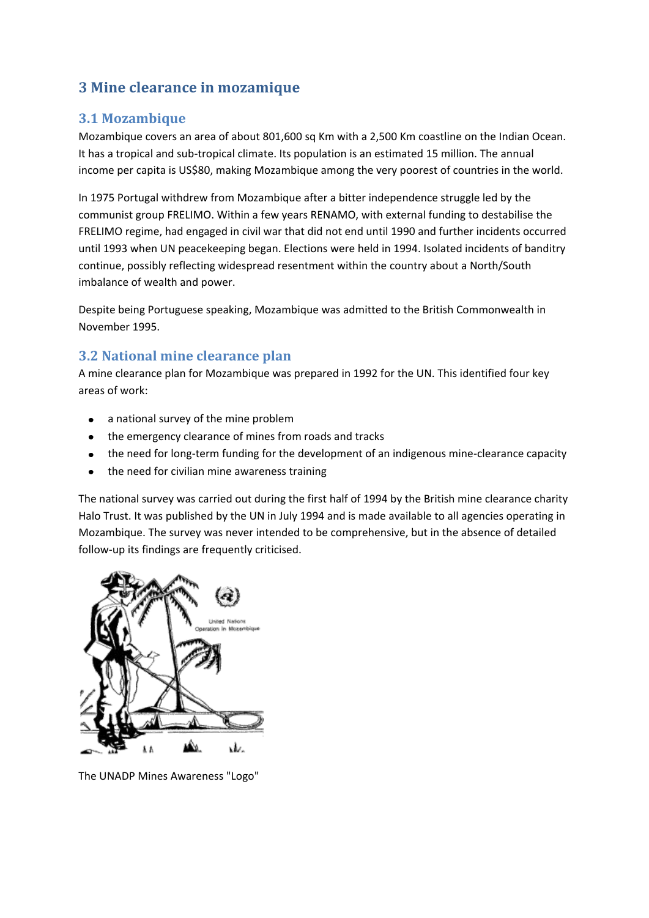# 3 Mine clearance in mozamique

## 3.1 Mozambique

Mozambique covers an area of about 801,600 sq Km with a 2,500 Km coastline on the Indian Ocean. It has a tropical and sub-tropical climate. Its population is an estimated 15 million. The annual income per capita is US$80, making Mozambique among the very poorest of countries in the world.

In 1975 Portugal withdrew from Mozambique after a bitter independence struggle led by the communist group FRELIMO. Within a few years RENAMO, with external funding to destabilise the FRELIMO regime, had engaged in civil war that did not end until 1990 and further incidents occurred until 1993 when UN peacekeeping began. Elections were held in 1994. Isolated incidents of banditry continue, possibly reflecting widespread resentment within the country about a North/South imbalance of wealth and power.

Despite being Portuguese speaking, Mozambique was admitted to the British Commonwealth in November 1995.

## 3.2 National mine clearance plan

A mine clearance plan for Mozambique was prepared in 1992 for the UN. This identified four key areas of work:

- a national survey of the mine problem
- the emergency clearance of mines from roads and tracks
- the need for long-term funding for the development of an indigenous mine-clearance capacity
- the need for civilian mine awareness training

The national survey was carried out during the first half of 1994 by the British mine clearance charity Halo Trust. It was published by the UN in July 1994 and is made available to all agencies operating in Mozambique. The survey was never intended to be comprehensive, but in the absence of detailed follow-up its findings are frequently criticised.

The UNADP Mines Awareness "Logo"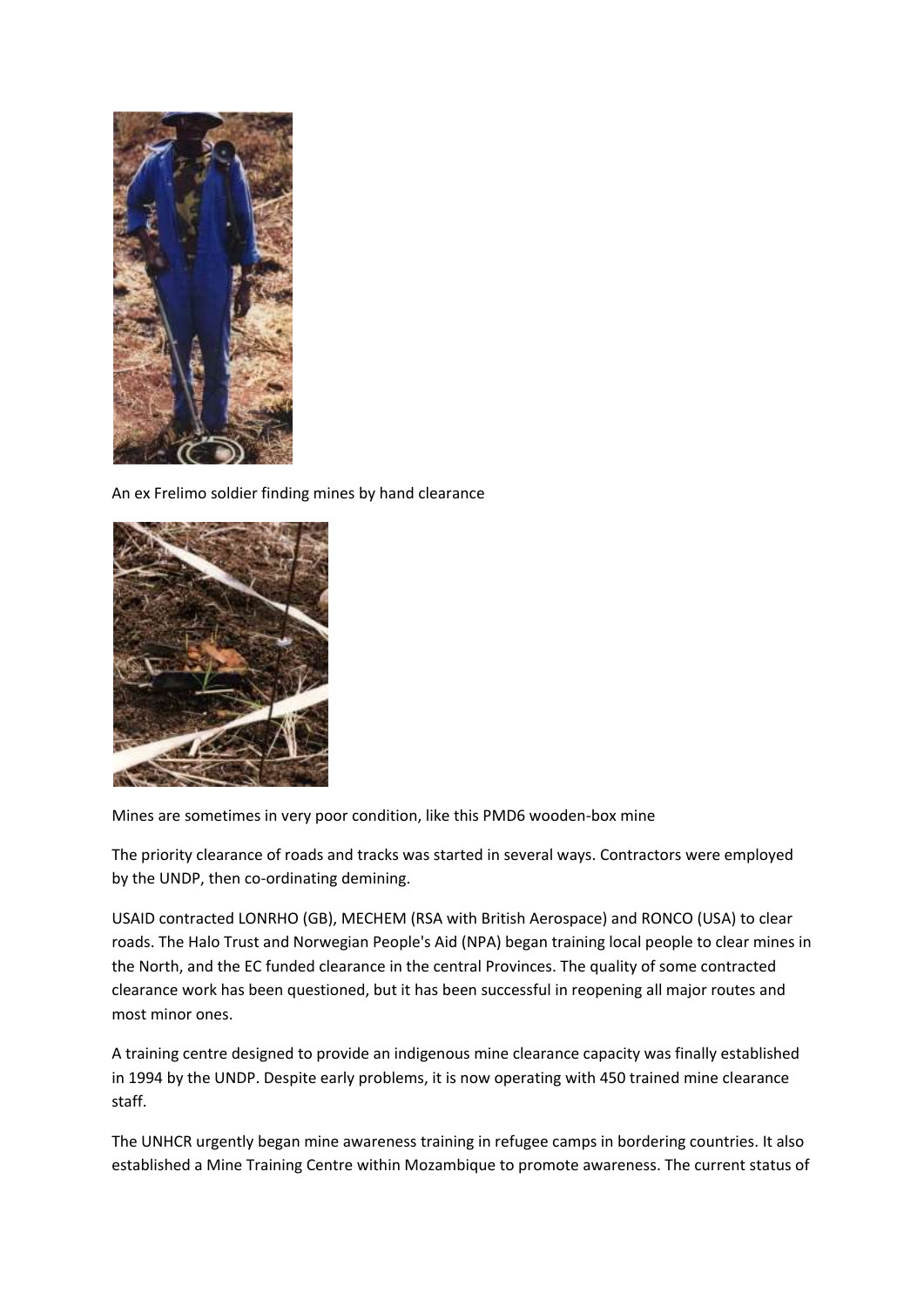An ex Frelimo soldier finding mines by hand clearance

Mines are sometimes in very poor condition, like this PMD6 wooden-box mine

The priority clearance of roads and tracks was started in several ways. Contractors were employed by the UNDP, then co-ordinating demining.

USAID contracted LONRHO (GB), MECHEM (RSA with British Aerospace) and RONCO (USA) to clear roads. The Halo Trust and Norwegian People's Aid (NPA) began training local people to clear mines in the North, and the EC funded clearance in the central Provinces. The quality of some contracted clearance work has been questioned, but it has been successful in reopening all major routes and most minor ones.

A training centre designed to provide an indigenous mine clearance capacity was finally established in 1994 by the UNDP. Despite early problems, it is now operating with 450 trained mine clearance staff.

The UNHCR urgently began mine awareness training in refugee camps in bordering countries. It also established a Mine Training Centre within Mozambique to promote awareness. The current status of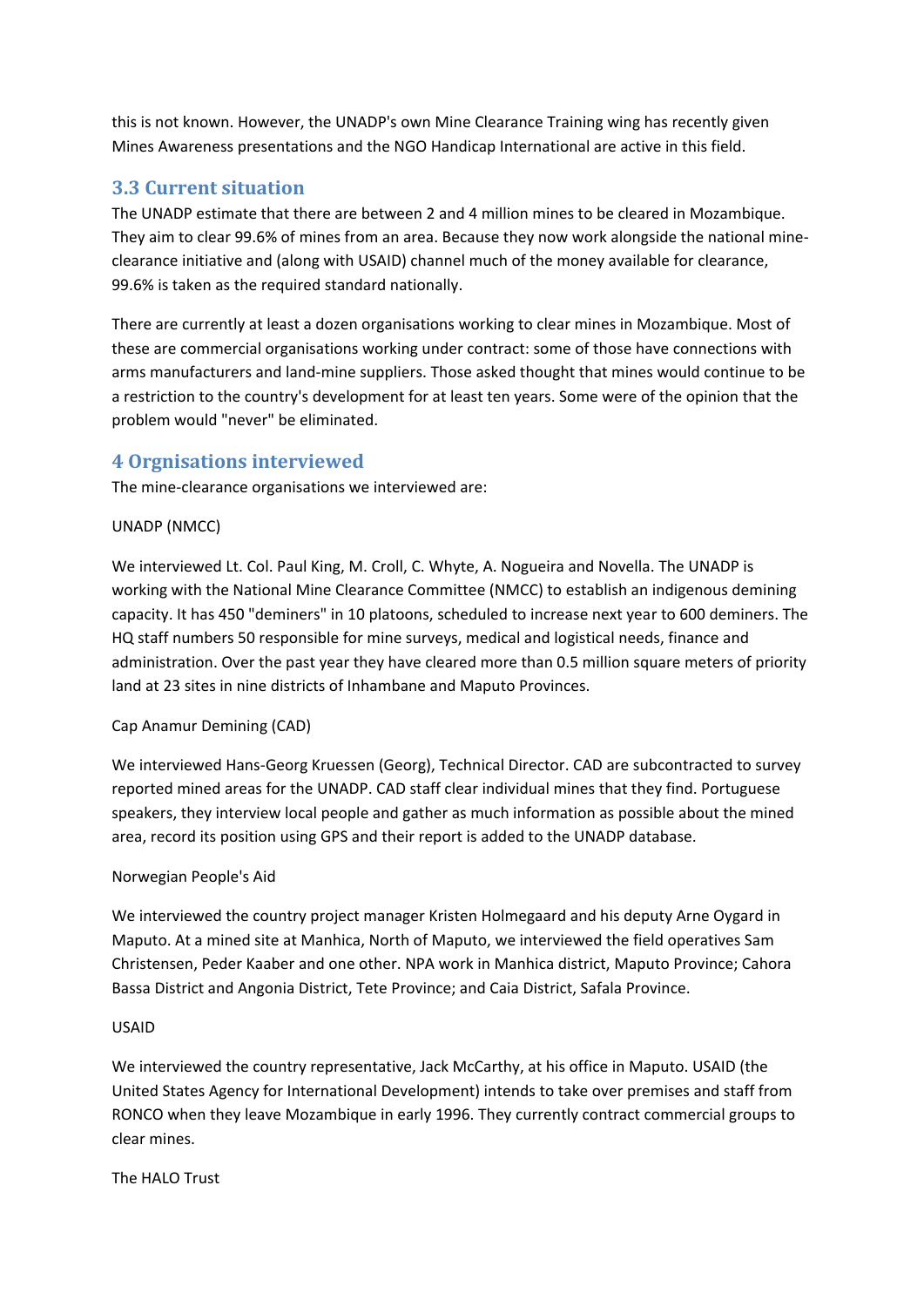this is not known. However, the UNADP's own Mine Clearance Training wing has recently given Mines Awareness presentations and the NGO Handicap International are active in this field.

### 3.3 Current situation

The UNADP estimate that there are between 2 and 4 million mines to be cleared in Mozambique. They aim to clear 99.6% of mines from an area. Because they now work alongside the national mine-clearance initiative and (along with USAID) channel much of the money available for clearance, 99.6% is taken as the required standard nationally.

There are currently at least a dozen organisations working to clear mines in Mozambique. Most of these are commercial organisations working under contract: some of those have connections with arms manufacturers and land-mine suppliers. Those asked thought that mines would continue to be a restriction to the country's development for at least ten years. Some were of the opinion that the problem would "never" be eliminated.

## 4 Orgnisations interviewed

The mine-clearance organisations we interviewed are:

UNADP (NMCC)

We interviewed Lt. Col. Paul King, M. Croll, C. Whyte, A. Nogueira and Novella. The UNADP is working with the National Mine Clearance Committee (NMCC) to establish an indigenous demining capacity. It has 450 "deminers" in 10 platoons, scheduled to increase next year to 600 deminers. The HQ staff numbers 50 responsible for mine surveys, medical and logistical needs, finance and administration. Over the past year they have cleared more than 0.5 million square meters of priority land at 23 sites in nine districts of Inhambane and Maputo Provinces.

Cap Anamur Demining (CAD)

We interviewed Hans-Georg Kruessen (Georg), Technical Director. CAD are subcontracted to survey reported mined areas for the UNADP. CAD staff clear individual mines that they find. Portuguese speakers, they interview local people and gather as much information as possible about the mined area, record its position using GPS and their report is added to the UNADP database.

Norwegian People's Aid

We interviewed the country project manager Kristen Holmegaard and his deputy Arne Oygard in Maputo. At a mined site at Manhica, North of Maputo, we interviewed the field operatives Sam Christensen, Peder Kaaber and one other. NPA work in Manhica district, Maputo Province; Cahora Bassa District and Angonia District, Tete Province; and Caia District, Safala Province.

USAID

We interviewed the country representative, Jack McCarthy, at his office in Maputo. USAID (the United States Agency for International Development) intends to take over premises and staff from RONCO when they leave Mozambique in early 1996. They currently contract commercial groups to clear mines.

The HALO Trust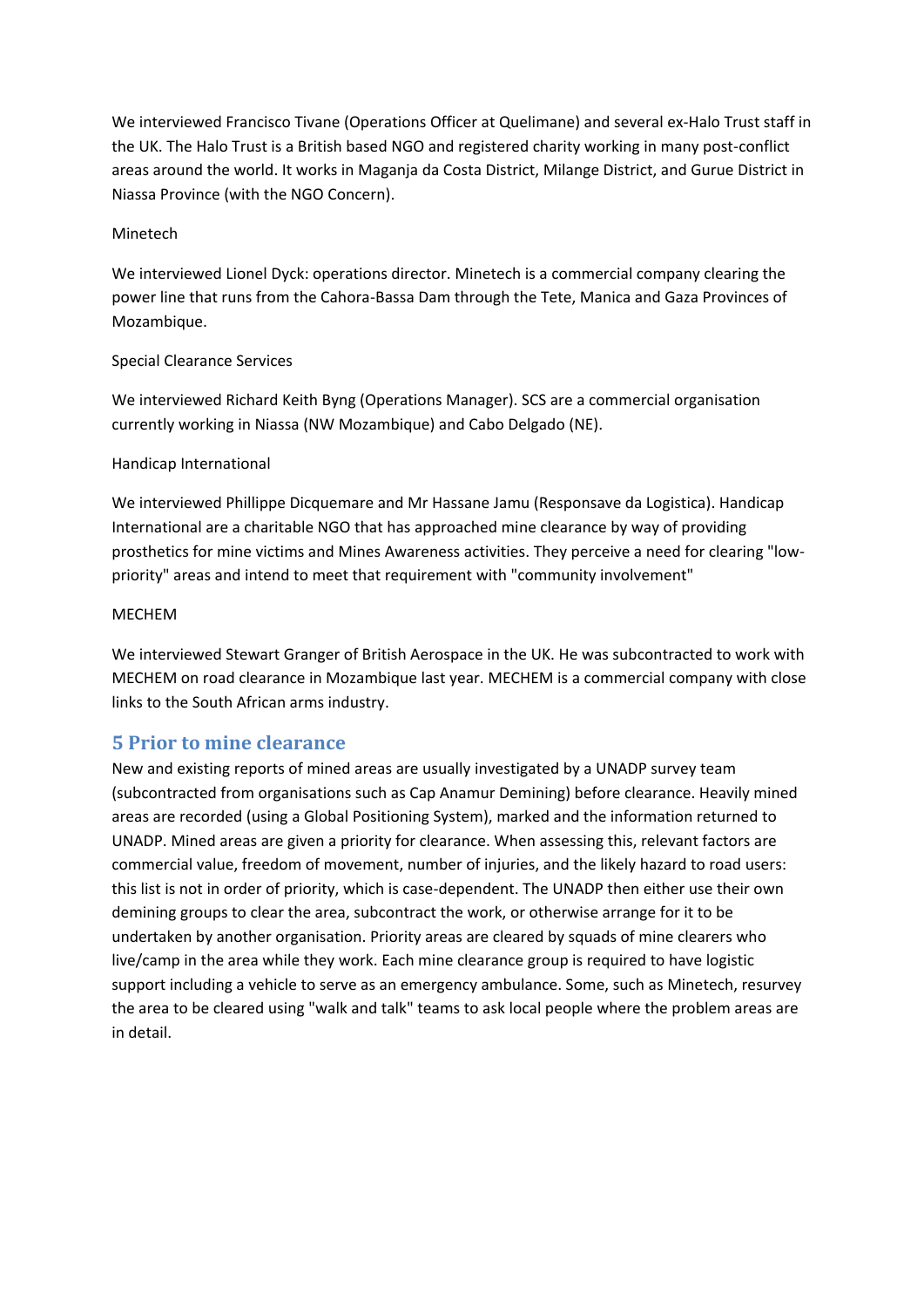We interviewed Francisco Tivane (Operations Officer at Quelimane) and several ex-Halo Trust staff in the UK. The Halo Trust is a British based NGO and registered charity working in many post-conflict areas around the world. It works in Maganja da Costa District, Milange District, and Gurue District in Niassa Province (with the NGO Concern).

Minetech

We interviewed Lionel Dyck: operations director. Minetech is a commercial company clearing the power line that runs from the Cahora-Bassa Dam through the Tete, Manica and Gaza Provinces of Mozambique.

Special Clearance Services

We interviewed Richard Keith Byng (Operations Manager). SCS are a commercial organisation currently working in Niassa (NW Mozambique) and Cabo Delgado (NE).

Handicap International

We interviewed Phillippe Dicquemare and Mr Hassane Jamu (Responsave da Logistica). Handicap International are a charitable NGO that has approached mine clearance by way of providing prosthetics for mine victims and Mines Awareness activities. They perceive a need for clearing "low-priority" areas and intend to meet that requirement with "community involvement"

MECHEM

We interviewed Stewart Granger of British Aerospace in the UK. He was subcontracted to work with MECHEM on road clearance in Mozambique last year. MECHEM is a commercial company with close links to the South African arms industry.

## 5 Prior to mine clearance

New and existing reports of mined areas are usually investigated by a UNADP survey team (subcontracted from organisations such as Cap Anamur Demining) before clearance. Heavily mined areas are recorded (using a Global Positioning System), marked and the information returned to UNADP. Mined areas are given a priority for clearance. When assessing this, relevant factors are commercial value, freedom of movement, number of injuries, and the likely hazard to road users: this list is not in order of priority, which is case-dependent. The UNADP then either use their own demining groups to clear the area, subcontract the work, or otherwise arrange for it to be undertaken by another organisation. Priority areas are cleared by squads of mine clearers who live/camp in the area while they work. Each mine clearance group is required to have logistic support including a vehicle to serve as an emergency ambulance. Some, such as Minetech, resurvey the area to be cleared using "walk and talk" teams to ask local people where the problem areas are in detail.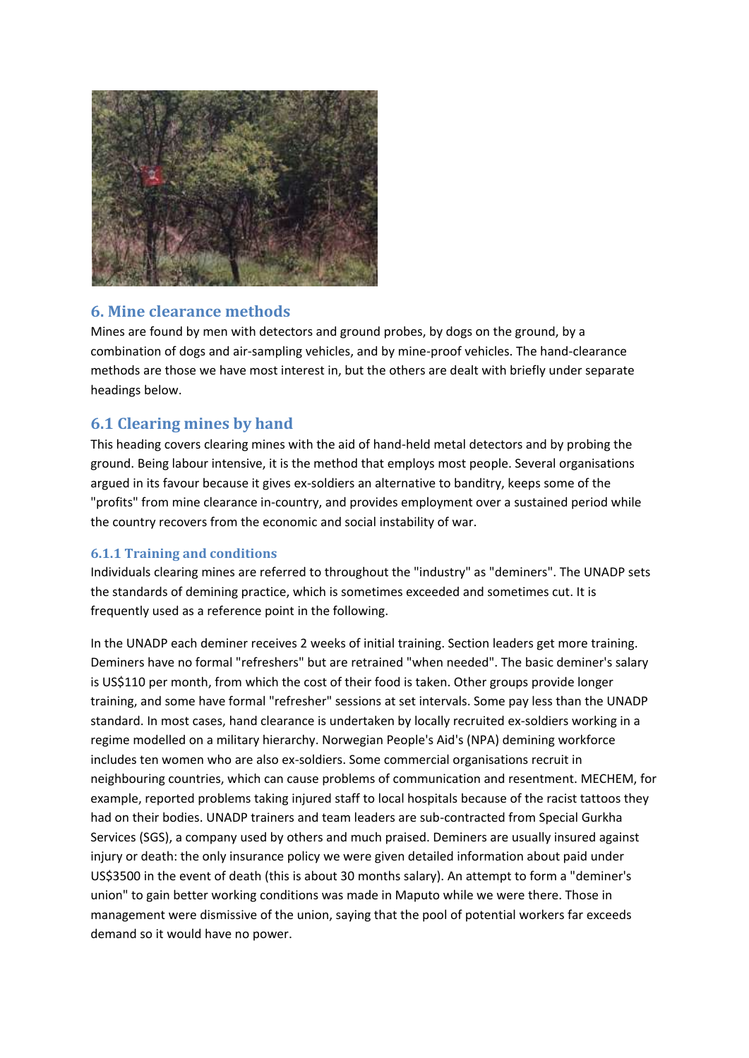## 6. Mine clearance methods

Mines are found by men with detectors and ground probes, by dogs on the ground, by a combination of dogs and air-sampling vehicles, and by mine-proof vehicles. The hand-clearance methods are those we have most interest in, but the others are dealt with briefly under separate headings below.

### 6.1 Clearing mines by hand

This heading covers clearing mines with the aid of hand-held metal detectors and by probing the ground. Being labour intensive, it is the method that employs most people. Several organisations argued in its favour because it gives ex-soldiers an alternative to banditry, keeps some of the "profits" from mine clearance in-country, and provides employment over a sustained period while the country recovers from the economic and social instability of war.

#### 6.1.1 Training and conditions

Individuals clearing mines are referred to throughout the "industry" as "deminers". The UNADP sets the standards of demining practice, which is sometimes exceeded and sometimes cut. It is frequently used as a reference point in the following.

In the UNADP each deminer receives 2 weeks of initial training. Section leaders get more training. Deminers have no formal "refreshers" but are retrained "when needed". The basic deminer's salary is US$110 per month, from which the cost of their food is taken. Other groups provide longer training, and some have formal "refresher" sessions at set intervals. Some pay less than the UNADP standard. In most cases, hand clearance is undertaken by locally recruited ex-soldiers working in a regime modelled on a military hierarchy. Norwegian People's Aid's (NPA) demining workforce includes ten women who are also ex-soldiers. Some commercial organisations recruit in neighbouring countries, which can cause problems of communication and resentment. MECHEM, for example, reported problems taking injured staff to local hospitals because of the racist tattoos they had on their bodies. UNADP trainers and team leaders are sub-contracted from Special Gurkha Services (SGS), a company used by others and much praised. Deminers are usually insured against injury or death: the only insurance policy we were given detailed information about paid under US$3500 in the event of death (this is about 30 months salary). An attempt to form a "deminer's union" to gain better working conditions was made in Maputo while we were there. Those in management were dismissive of the union, saying that the pool of potential workers far exceeds demand so it would have no power.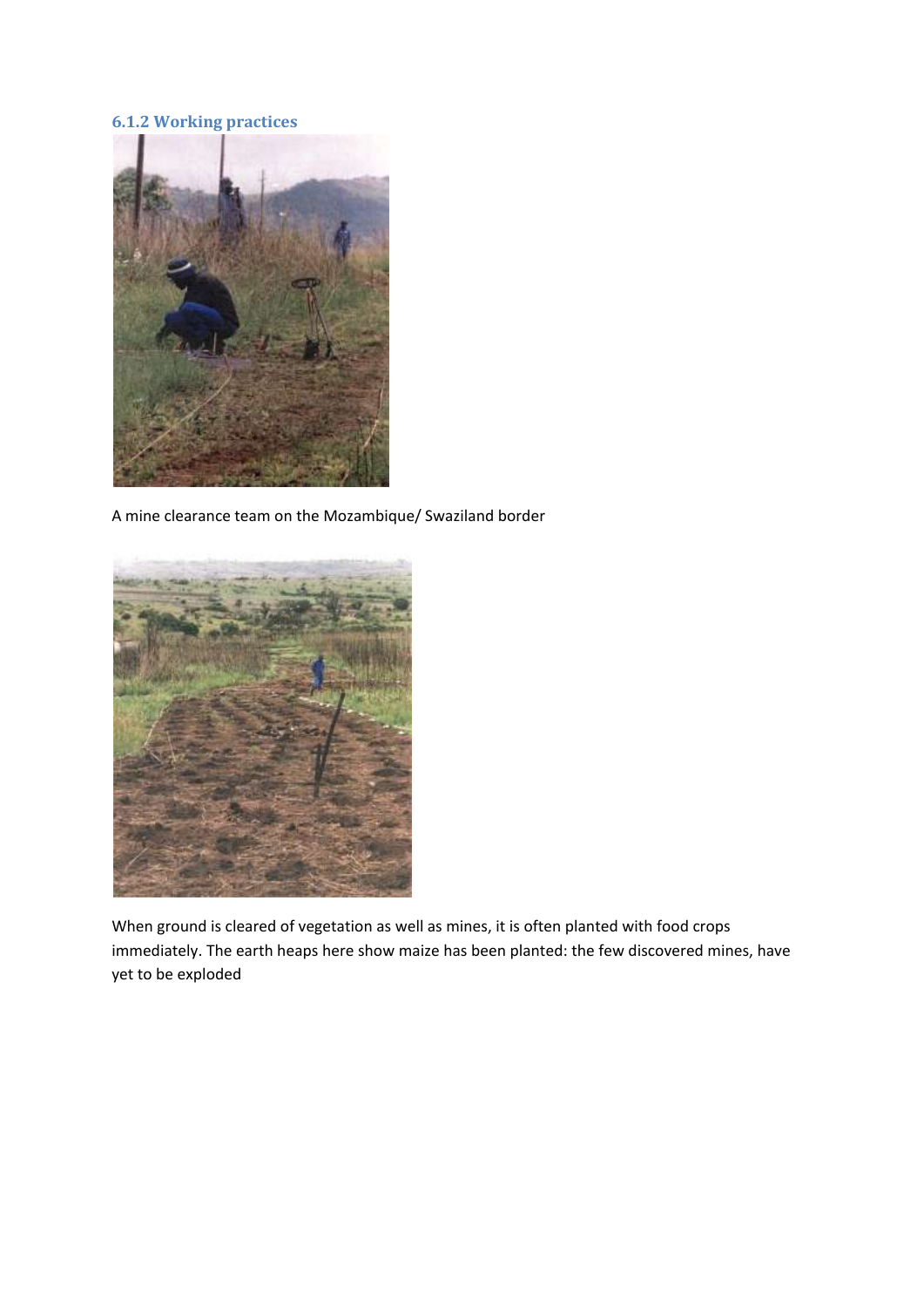### 6.1.2 Working practices

A mine clearance team on the Mozambique/ Swaziland border

When ground is cleared of vegetation as well as mines, it is often planted with food crops immediately. The earth heaps here show maize has been planted: the few discovered mines, have yet to be exploded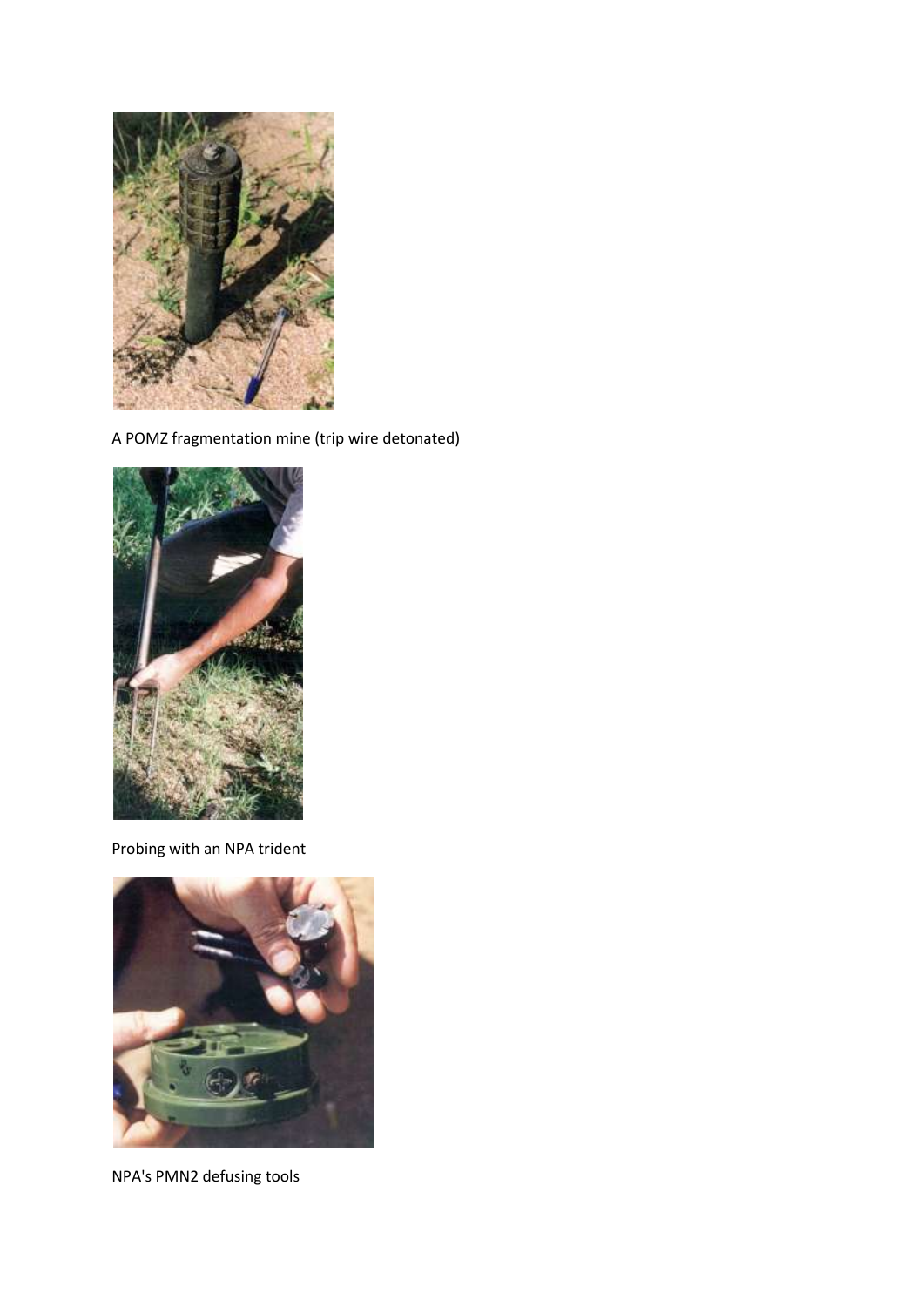A POMZ fragmentation mine (trip wire detonated)

Probing with an NPA trident

NPA's PMN2 defusing tools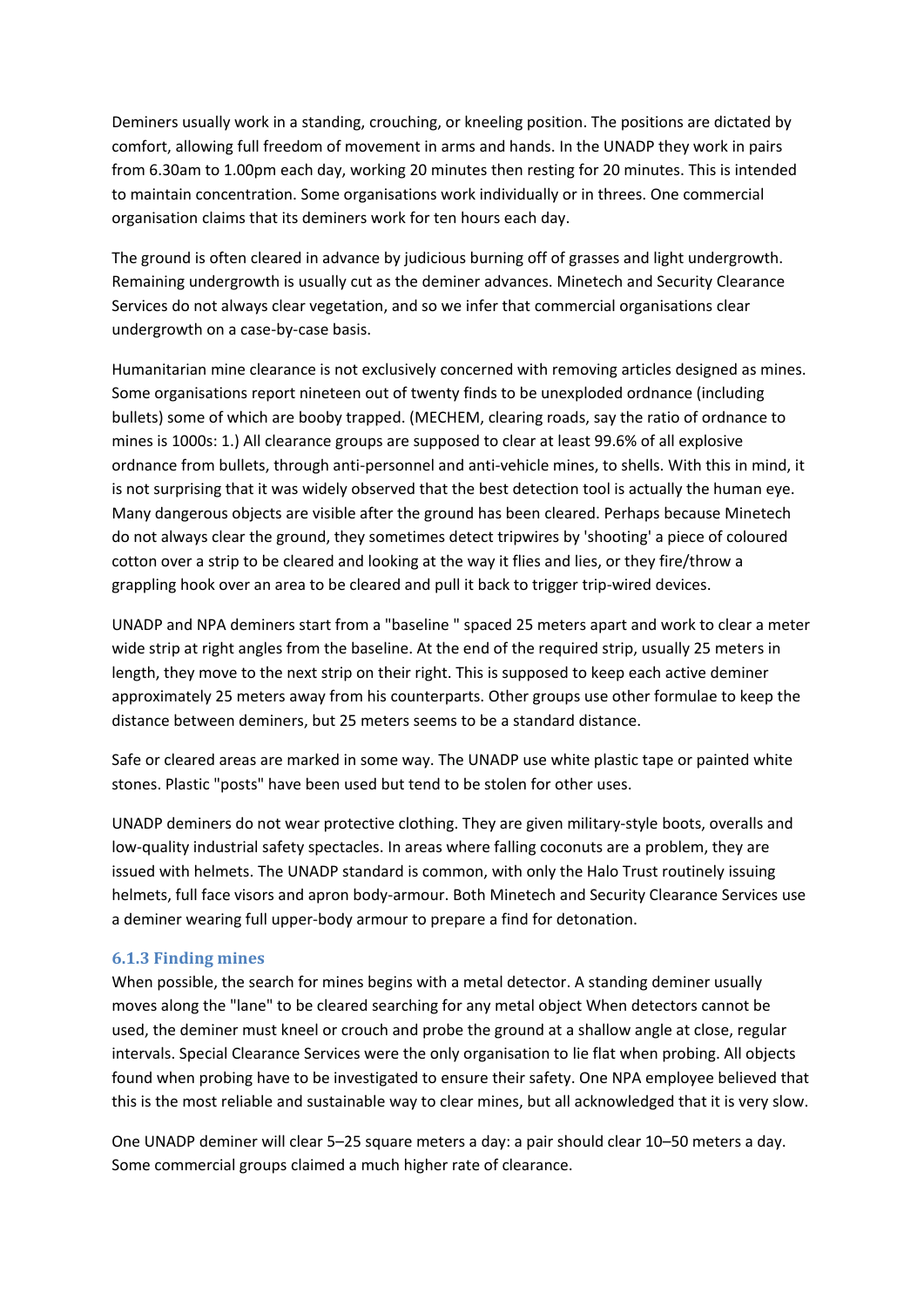Deminers usually work in a standing, crouching, or kneeling position. The positions are dictated by comfort, allowing full freedom of movement in arms and hands. In the UNADP they work in pairs from 6.30am to 1.00pm each day, working 20 minutes then resting for 20 minutes. This is intended to maintain concentration. Some organisations work individually or in threes. One commercial organisation claims that its deminers work for ten hours each day.

The ground is often cleared in advance by judicious burning off of grasses and light undergrowth. Remaining undergrowth is usually cut as the deminer advances. Minetech and Security Clearance Services do not always clear vegetation, and so we infer that commercial organisations clear undergrowth on a case-by-case basis.

Humanitarian mine clearance is not exclusively concerned with removing articles designed as mines. Some organisations report nineteen out of twenty finds to be unexploded ordnance (including bullets) some of which are booby trapped. (MECHEM, clearing roads, say the ratio of ordnance to mines is 1000s: 1.) All clearance groups are supposed to clear at least 99.6% of all explosive ordnance from bullets, through anti-personnel and anti-vehicle mines, to shells. With this in mind, it is not surprising that it was widely observed that the best detection tool is actually the human eye. Many dangerous objects are visible after the ground has been cleared. Perhaps because Minetech do not always clear the ground, they sometimes detect tripwires by 'shooting' a piece of coloured cotton over a strip to be cleared and looking at the way it flies and lies, or they fire/throw a grappling hook over an area to be cleared and pull it back to trigger trip-wired devices.

UNADP and NPA deminers start from a "baseline " spaced 25 meters apart and work to clear a meter wide strip at right angles from the baseline. At the end of the required strip, usually 25 meters in length, they move to the next strip on their right. This is supposed to keep each active deminer approximately 25 meters away from his counterparts. Other groups use other formulae to keep the distance between deminers, but 25 meters seems to be a standard distance.

Safe or cleared areas are marked in some way. The UNADP use white plastic tape or painted white stones. Plastic "posts" have been used but tend to be stolen for other uses.

UNADP deminers do not wear protective clothing. They are given military-style boots, overalls and low-quality industrial safety spectacles. In areas where falling coconuts are a problem, they are issued with helmets. The UNADP standard is common, with only the Halo Trust routinely issuing helmets, full face visors and apron body-armour. Both Minetech and Security Clearance Services use a deminer wearing full upper-body armour to prepare a find for detonation.

### 6.1.3 Finding mines

When possible, the search for mines begins with a metal detector. A standing deminer usually moves along the "lane" to be cleared searching for any metal object When detectors cannot be used, the deminer must kneel or crouch and probe the ground at a shallow angle at close, regular intervals. Special Clearance Services were the only organisation to lie flat when probing. All objects found when probing have to be investigated to ensure their safety. One NPA employee believed that this is the most reliable and sustainable way to clear mines, but all acknowledged that it is very slow.

One UNADP deminer will clear 5–25 square meters a day: a pair should clear 10–50 meters a day. Some commercial groups claimed a much higher rate of clearance.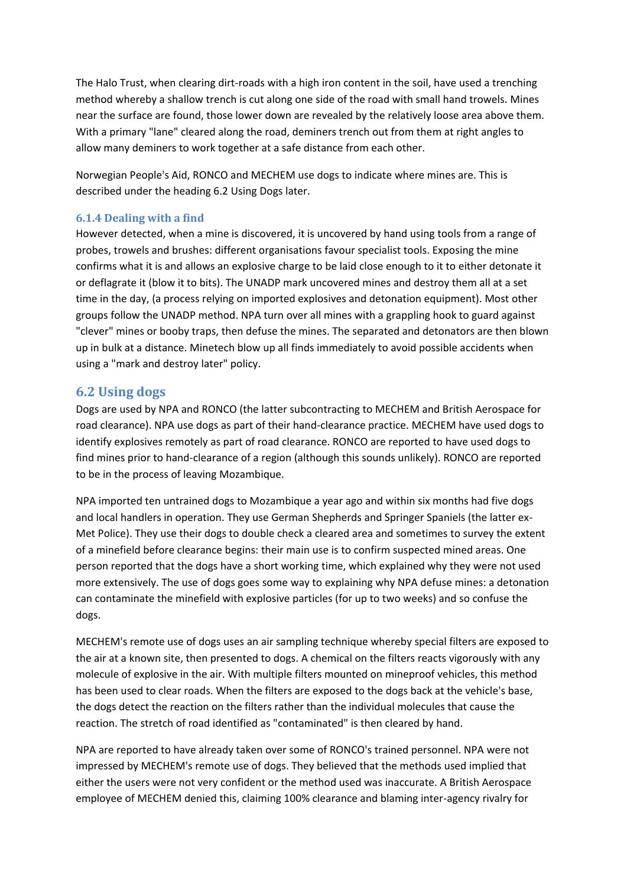The Halo Trust, when clearing dirt-roads with a high iron content in the soil, have used a trenching method whereby a shallow trench is cut along one side of the road with small hand trowels. Mines near the surface are found, those lower down are revealed by the relatively loose area above them. With a primary "lane" cleared along the road, deminers trench out from them at right angles to allow many deminers to work together at a safe distance from each other.

Norwegian People's Aid, RONCO and MECHEM use dogs to indicate where mines are. This is described under the heading 6.2 Using Dogs later.

### 6.1.4 Dealing with a find

However detected, when a mine is discovered, it is uncovered by hand using tools from a range of probes, trowels and brushes: different organisations favour specialist tools. Exposing the mine confirms what it is and allows an explosive charge to be laid close enough to it to either detonate it or deflagrate it (blow it to bits). The UNADP mark uncovered mines and destroy them all at a set time in the day, (a process relying on imported explosives and detonation equipment). Most other groups follow the UNADP method. NPA turn over all mines with a grappling hook to guard against "clever" mines or booby traps, then defuse the mines. The separated and detonators are then blown up in bulk at a distance. Minetech blow up all finds immediately to avoid possible accidents when using a "mark and destroy later" policy.

## 6.2 Using dogs

Dogs are used by NPA and RONCO (the latter subcontracting to MECHEM and British Aerospace for road clearance). NPA use dogs as part of their hand-clearance practice. MECHEM have used dogs to identify explosives remotely as part of road clearance. RONCO are reported to have used dogs to find mines prior to hand-clearance of a region (although this sounds unlikely). RONCO are reported to be in the process of leaving Mozambique.

NPA imported ten untrained dogs to Mozambique a year ago and within six months had five dogs and local handlers in operation. They use German Shepherds and Springer Spaniels (the latter ex-Met Police). They use their dogs to double check a cleared area and sometimes to survey the extent of a minefield before clearance begins: their main use is to confirm suspected mined areas. One person reported that the dogs have a short working time, which explained why they were not used more extensively. The use of dogs goes some way to explaining why NPA defuse mines: a detonation can contaminate the minefield with explosive particles (for up to two weeks) and so confuse the dogs.

MECHEM's remote use of dogs uses an air sampling technique whereby special filters are exposed to the air at a known site, then presented to dogs. A chemical on the filters reacts vigorously with any molecule of explosive in the air. With multiple filters mounted on mineproof vehicles, this method has been used to clear roads. When the filters are exposed to the dogs back at the vehicle's base, the dogs detect the reaction on the filters rather than the individual molecules that cause the reaction. The stretch of road identified as "contaminated" is then cleared by hand.

NPA are reported to have already taken over some of RONCO's trained personnel. NPA were not impressed by MECHEM's remote use of dogs. They believed that the methods used implied that either the users were not very confident or the method used was inaccurate. A British Aerospace employee of MECHEM denied this, claiming 100% clearance and blaming inter-agency rivalry for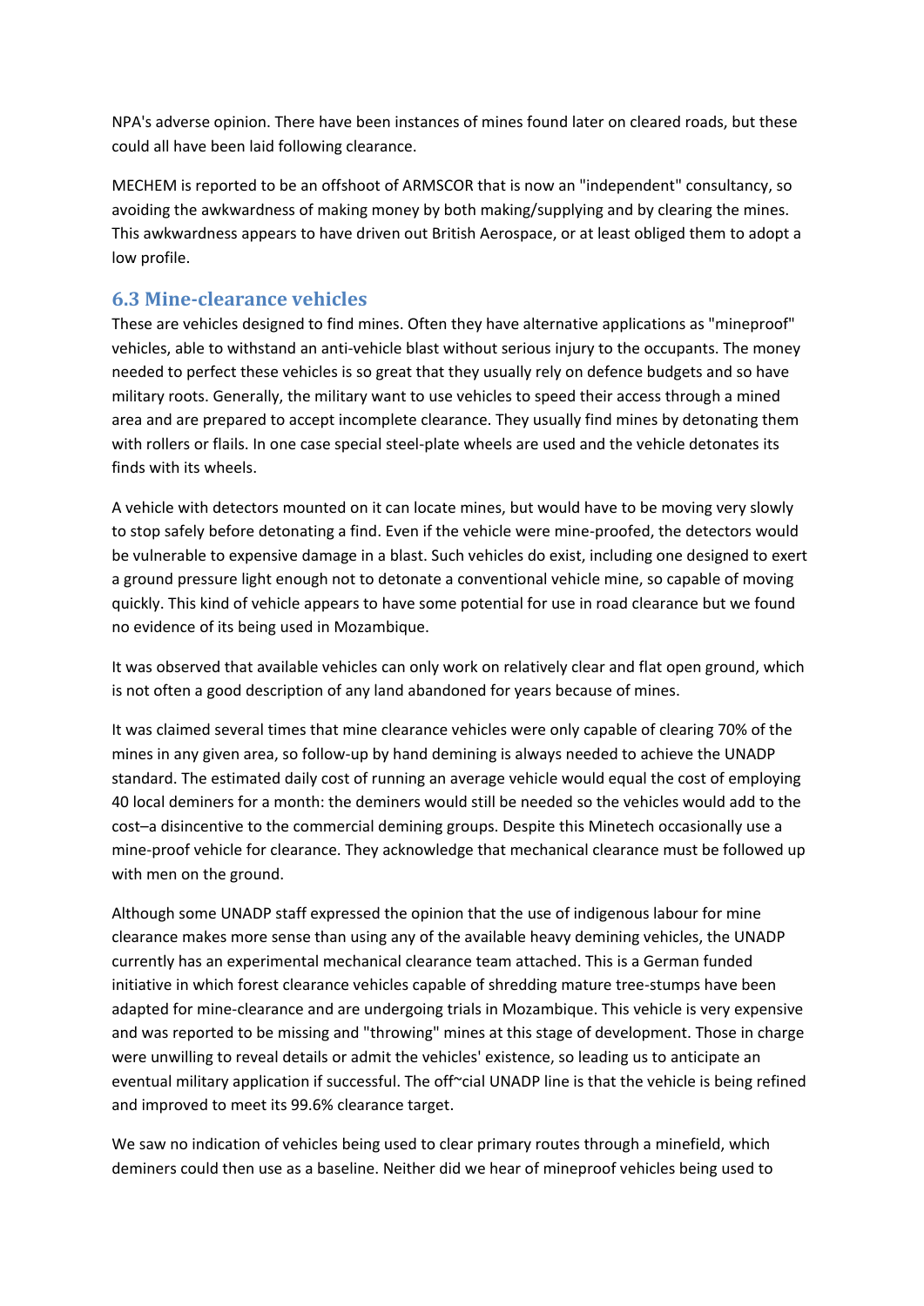NPA's adverse opinion. There have been instances of mines found later on cleared roads, but these could all have been laid following clearance.

MECHEM is reported to be an offshoot of ARMSCOR that is now an "independent" consultancy, so avoiding the awkwardness of making money by both making/supplying and by clearing the mines. This awkwardness appears to have driven out British Aerospace, or at least obliged them to adopt a low profile.

## 6.3 Mine-clearance vehicles

These are vehicles designed to find mines. Often they have alternative applications as "mineproof" vehicles, able to withstand an anti-vehicle blast without serious injury to the occupants. The money needed to perfect these vehicles is so great that they usually rely on defence budgets and so have military roots. Generally, the military want to use vehicles to speed their access through a mined area and are prepared to accept incomplete clearance. They usually find mines by detonating them with rollers or flails. In one case special steel-plate wheels are used and the vehicle detonates its finds with its wheels.

A vehicle with detectors mounted on it can locate mines, but would have to be moving very slowly to stop safely before detonating a find. Even if the vehicle were mine-proofed, the detectors would be vulnerable to expensive damage in a blast. Such vehicles do exist, including one designed to exert a ground pressure light enough not to detonate a conventional vehicle mine, so capable of moving quickly. This kind of vehicle appears to have some potential for use in road clearance but we found no evidence of its being used in Mozambique.

It was observed that available vehicles can only work on relatively clear and flat open ground, which is not often a good description of any land abandoned for years because of mines.

It was claimed several times that mine clearance vehicles were only capable of clearing 70% of the mines in any given area, so follow-up by hand demining is always needed to achieve the UNADP standard. The estimated daily cost of running an average vehicle would equal the cost of employing 40 local deminers for a month: the deminers would still be needed so the vehicles would add to the cost–a disincentive to the commercial demining groups. Despite this Minetech occasionally use a mine-proof vehicle for clearance. They acknowledge that mechanical clearance must be followed up with men on the ground.

Although some UNADP staff expressed the opinion that the use of indigenous labour for mine clearance makes more sense than using any of the available heavy demining vehicles, the UNADP currently has an experimental mechanical clearance team attached. This is a German funded initiative in which forest clearance vehicles capable of shredding mature tree-stumps have been adapted for mine-clearance and are undergoing trials in Mozambique. This vehicle is very expensive and was reported to be missing and "throwing" mines at this stage of development. Those in charge were unwilling to reveal details or admit the vehicles' existence, so leading us to anticipate an eventual military application if successful. The off~cial UNADP line is that the vehicle is being refined and improved to meet its 99.6% clearance target.

We saw no indication of vehicles being used to clear primary routes through a minefield, which deminers could then use as a baseline. Neither did we hear of mineproof vehicles being used to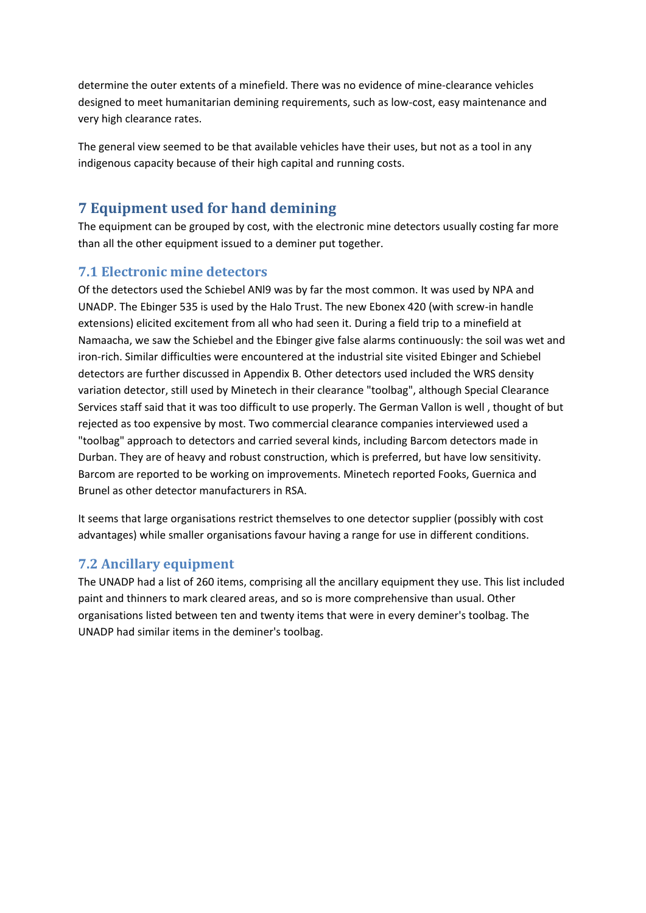determine the outer extents of a minefield. There was no evidence of mine-clearance vehicles designed to meet humanitarian demining requirements, such as low-cost, easy maintenance and very high clearance rates.

The general view seemed to be that available vehicles have their uses, but not as a tool in any indigenous capacity because of their high capital and running costs.

## 7 Equipment used for hand demining

The equipment can be grouped by cost, with the electronic mine detectors usually costing far more than all the other equipment issued to a deminer put together.

### 7.1 Electronic mine detectors

Of the detectors used the Schiebel ANl9 was by far the most common. It was used by NPA and UNADP. The Ebinger 535 is used by the Halo Trust. The new Ebonex 420 (with screw-in handle extensions) elicited excitement from all who had seen it. During a field trip to a minefield at Namaacha, we saw the Schiebel and the Ebinger give false alarms continuously: the soil was wet and iron-rich. Similar difficulties were encountered at the industrial site visited Ebinger and Schiebel detectors are further discussed in Appendix B. Other detectors used included the WRS density variation detector, still used by Minetech in their clearance "toolbag", although Special Clearance Services staff said that it was too difficult to use properly. The German Vallon is well , thought of but rejected as too expensive by most. Two commercial clearance companies interviewed used a "toolbag" approach to detectors and carried several kinds, including Barcom detectors made in Durban. They are of heavy and robust construction, which is preferred, but have low sensitivity. Barcom are reported to be working on improvements. Minetech reported Fooks, Guernica and Brunel as other detector manufacturers in RSA.

It seems that large organisations restrict themselves to one detector supplier (possibly with cost advantages) while smaller organisations favour having a range for use in different conditions.

### 7.2 Ancillary equipment

The UNADP had a list of 260 items, comprising all the ancillary equipment they use. This list included paint and thinners to mark cleared areas, and so is more comprehensive than usual. Other organisations listed between ten and twenty items that were in every deminer's toolbag. The UNADP had similar items in the deminer's toolbag.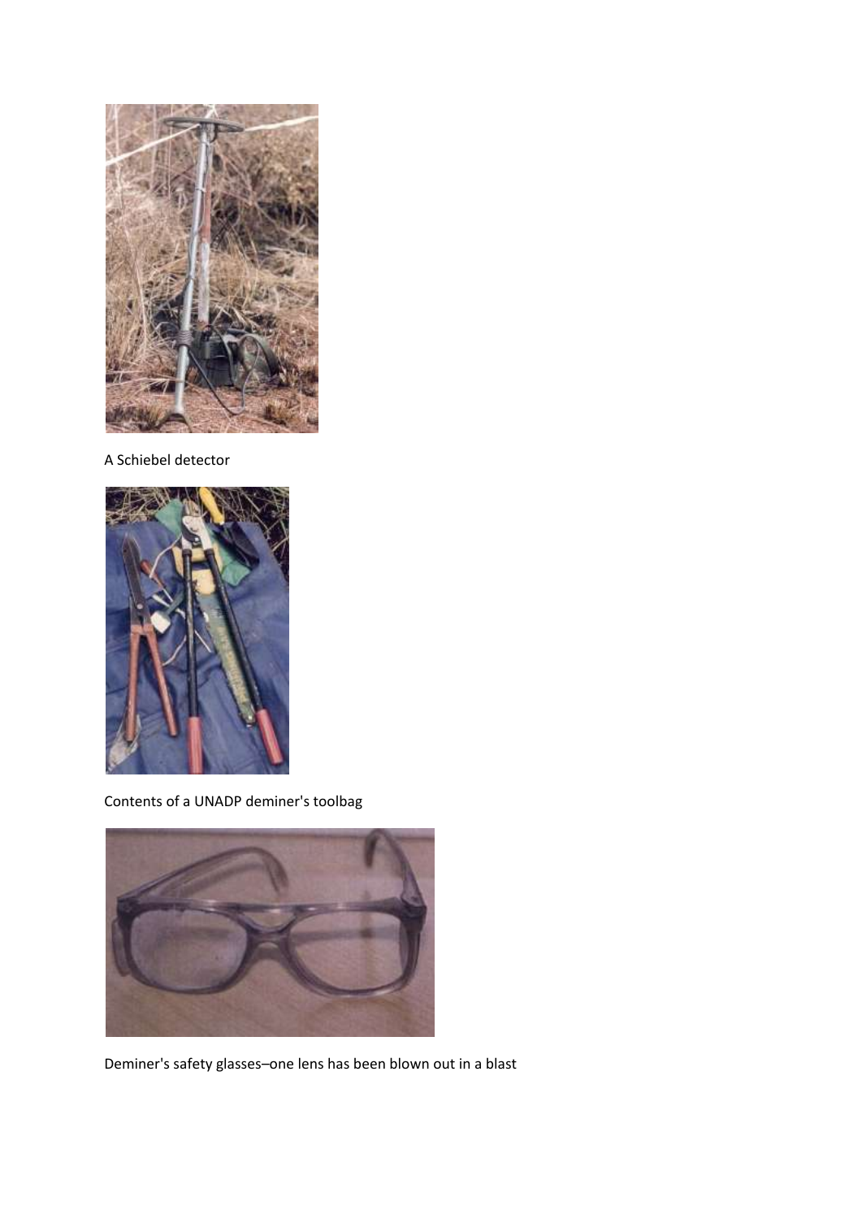A Schiebel detector

Contents of a UNADP deminer's toolbag

Deminer's safety glasses–one lens has been blown out in a blast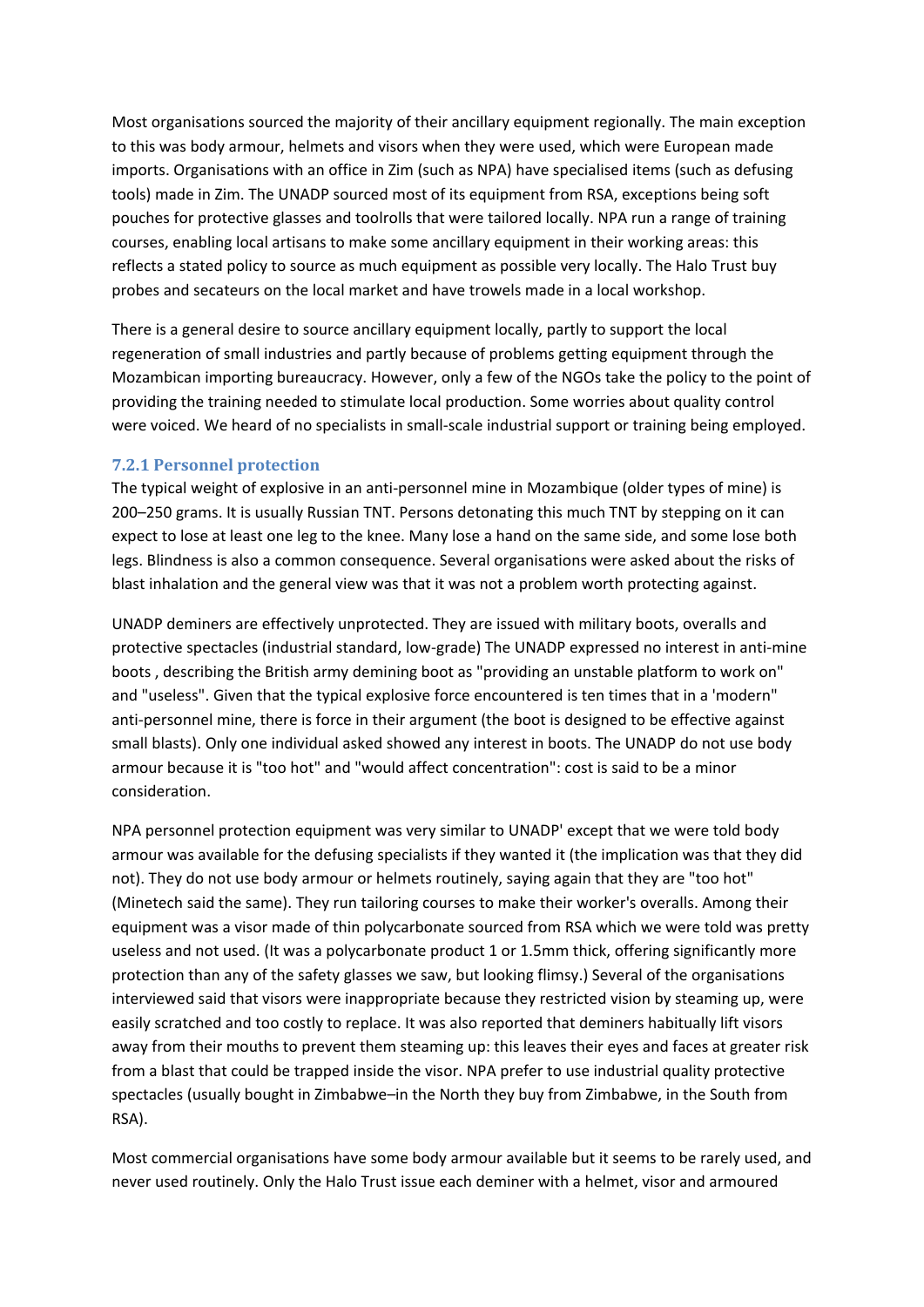Most organisations sourced the majority of their ancillary equipment regionally. The main exception to this was body armour, helmets and visors when they were used, which were European made imports. Organisations with an office in Zim (such as NPA) have specialised items (such as defusing tools) made in Zim. The UNADP sourced most of its equipment from RSA, exceptions being soft pouches for protective glasses and toolrolls that were tailored locally. NPA run a range of training courses, enabling local artisans to make some ancillary equipment in their working areas: this reflects a stated policy to source as much equipment as possible very locally. The Halo Trust buy probes and secateurs on the local market and have trowels made in a local workshop.

There is a general desire to source ancillary equipment locally, partly to support the local regeneration of small industries and partly because of problems getting equipment through the Mozambican importing bureaucracy. However, only a few of the NGOs take the policy to the point of providing the training needed to stimulate local production. Some worries about quality control were voiced. We heard of no specialists in small-scale industrial support or training being employed.

### 7.2.1 Personnel protection

The typical weight of explosive in an anti-personnel mine in Mozambique (older types of mine) is 200–250 grams. It is usually Russian TNT. Persons detonating this much TNT by stepping on it can expect to lose at least one leg to the knee. Many lose a hand on the same side, and some lose both legs. Blindness is also a common consequence. Several organisations were asked about the risks of blast inhalation and the general view was that it was not a problem worth protecting against.

UNADP deminers are effectively unprotected. They are issued with military boots, overalls and protective spectacles (industrial standard, low-grade) The UNADP expressed no interest in anti-mine boots , describing the British army demining boot as "providing an unstable platform to work on" and "useless". Given that the typical explosive force encountered is ten times that in a 'modern" anti-personnel mine, there is force in their argument (the boot is designed to be effective against small blasts). Only one individual asked showed any interest in boots. The UNADP do not use body armour because it is "too hot" and "would affect concentration": cost is said to be a minor consideration.

NPA personnel protection equipment was very similar to UNADP' except that we were told body armour was available for the defusing specialists if they wanted it (the implication was that they did not). They do not use body armour or helmets routinely, saying again that they are "too hot" (Minetech said the same). They run tailoring courses to make their worker's overalls. Among their equipment was a visor made of thin polycarbonate sourced from RSA which we were told was pretty useless and not used. (It was a polycarbonate product 1 or 1.5mm thick, offering significantly more protection than any of the safety glasses we saw, but looking flimsy.) Several of the organisations interviewed said that visors were inappropriate because they restricted vision by steaming up, were easily scratched and too costly to replace. It was also reported that deminers habitually lift visors away from their mouths to prevent them steaming up: this leaves their eyes and faces at greater risk from a blast that could be trapped inside the visor. NPA prefer to use industrial quality protective spectacles (usually bought in Zimbabwe–in the North they buy from Zimbabwe, in the South from RSA).

Most commercial organisations have some body armour available but it seems to be rarely used, and never used routinely. Only the Halo Trust issue each deminer with a helmet, visor and armoured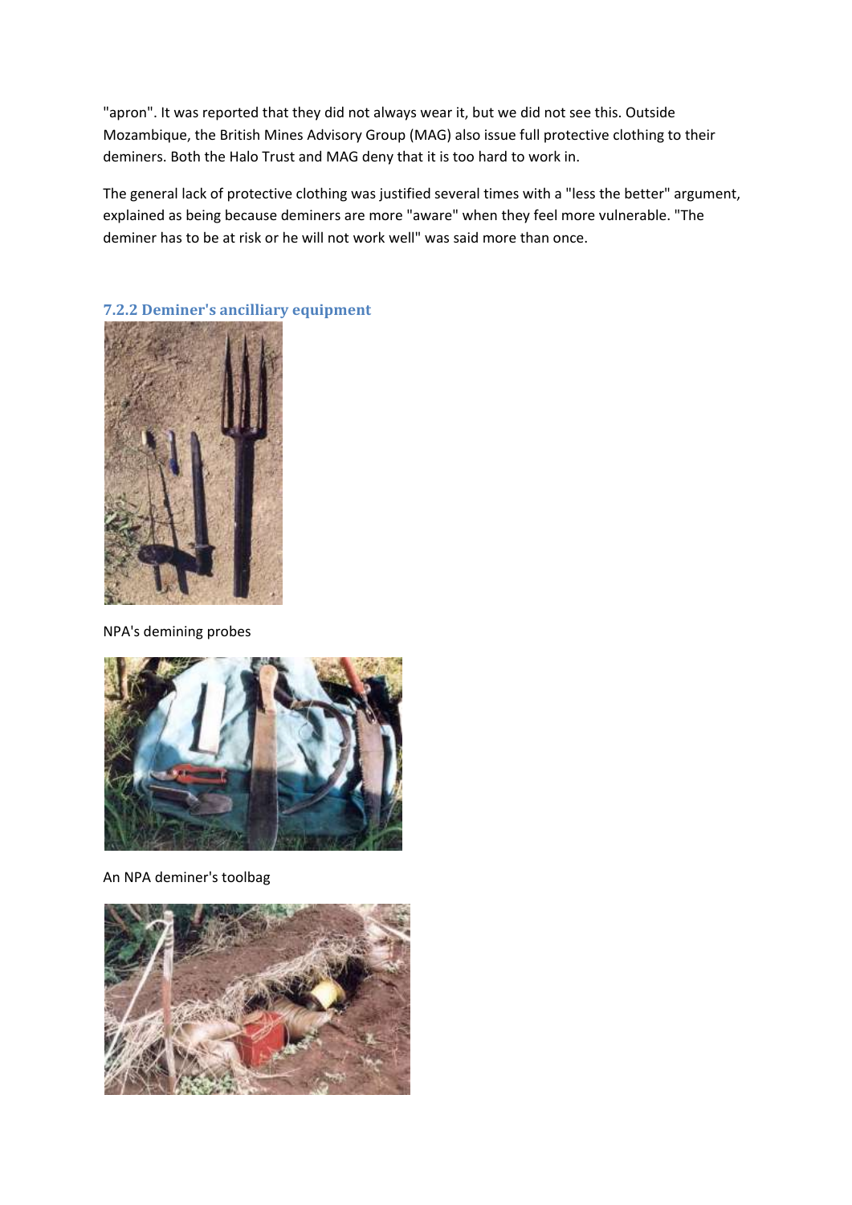"apron". It was reported that they did not always wear it, but we did not see this. Outside Mozambique, the British Mines Advisory Group (MAG) also issue full protective clothing to their deminers. Both the Halo Trust and MAG deny that it is too hard to work in.

The general lack of protective clothing was justified several times with a "less the better" argument, explained as being because deminers are more "aware" when they feel more vulnerable. "The deminer has to be at risk or he will not work well" was said more than once.

### 7.2.2 Deminer's ancilliary equipment

NPA's demining probes

An NPA deminer's toolbag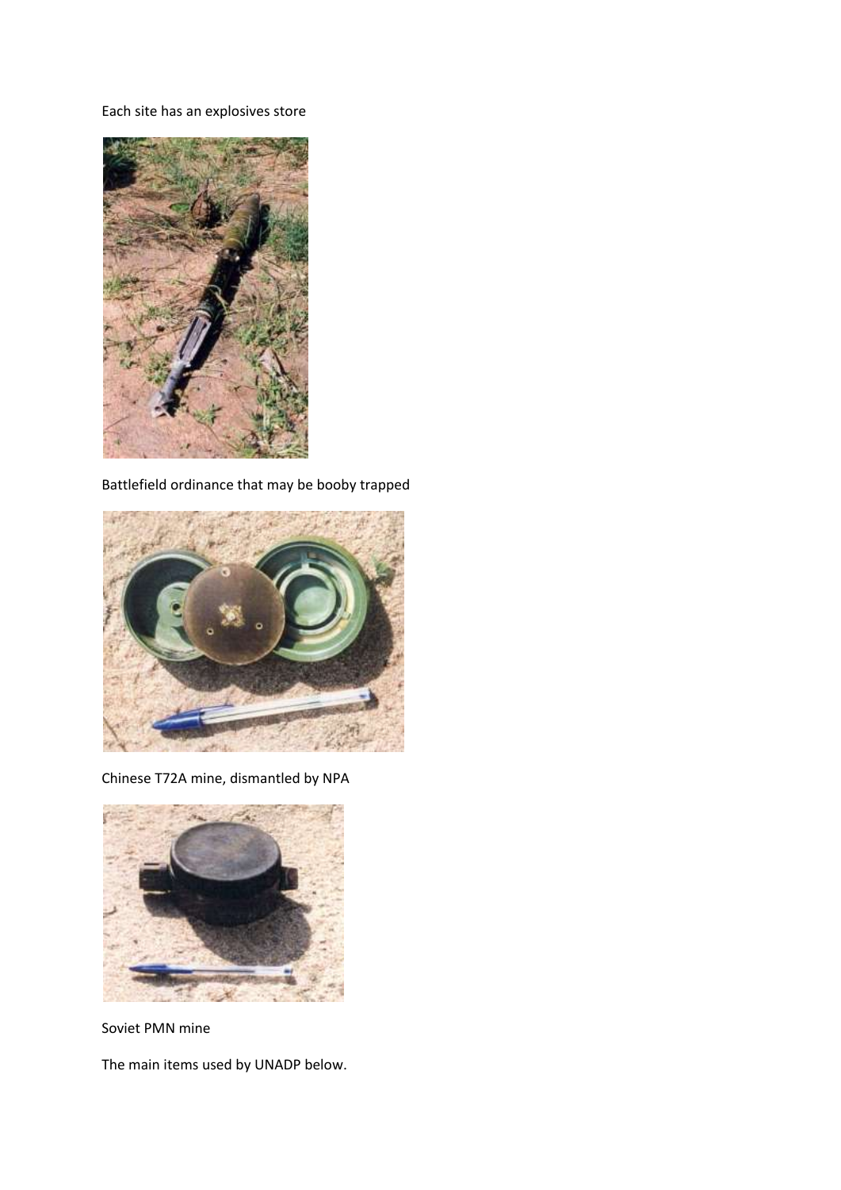Each site has an explosives store

Battlefield ordinance that may be booby trapped

Chinese T72A mine, dismantled by NPA

Soviet PMN mine

The main items used by UNADP below.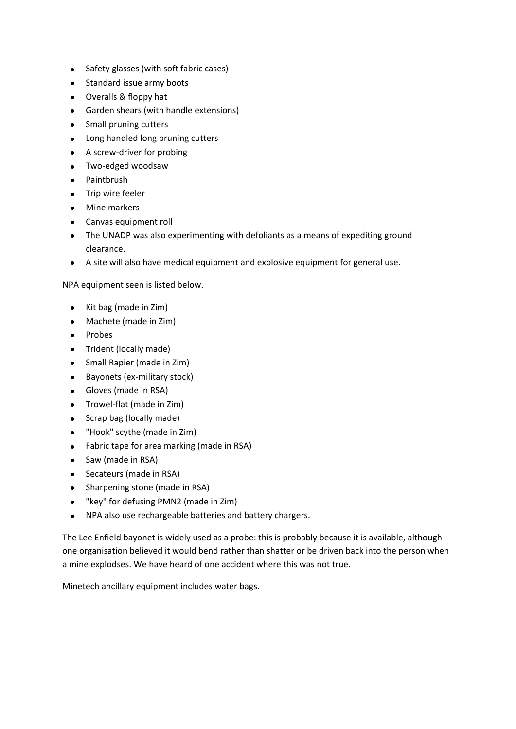- Safety glasses (with soft fabric cases)
- Standard issue army boots
- Overalls & floppy hat
- Garden shears (with handle extensions)
- Small pruning cutters
- Long handled long pruning cutters
- A screw-driver for probing
- Two-edged woodsaw
- Paintbrush
- Trip wire feeler
- Mine markers
- Canvas equipment roll
- The UNADP was also experimenting with defoliants as a means of expediting ground clearance.
- A site will also have medical equipment and explosive equipment for general use.

NPA equipment seen is listed below.

- Kit bag (made in Zim)
- Machete (made in Zim)
- Probes
- Trident (locally made)
- Small Rapier (made in Zim)
- Bayonets (ex-military stock)
- Gloves (made in RSA)
- Trowel-flat (made in Zim)
- Scrap bag (locally made)
- "Hook" scythe (made in Zim)
- Fabric tape for area marking (made in RSA)
- Saw (made in RSA)
- Secateurs (made in RSA)
- Sharpening stone (made in RSA)
- "key" for defusing PMN2 (made in Zim)
- NPA also use rechargeable batteries and battery chargers.

The Lee Enfield bayonet is widely used as a probe: this is probably because it is available, although one organisation believed it would bend rather than shatter or be driven back into the person when a mine explodses. We have heard of one accident where this was not true.

Minetech ancillary equipment includes water bags.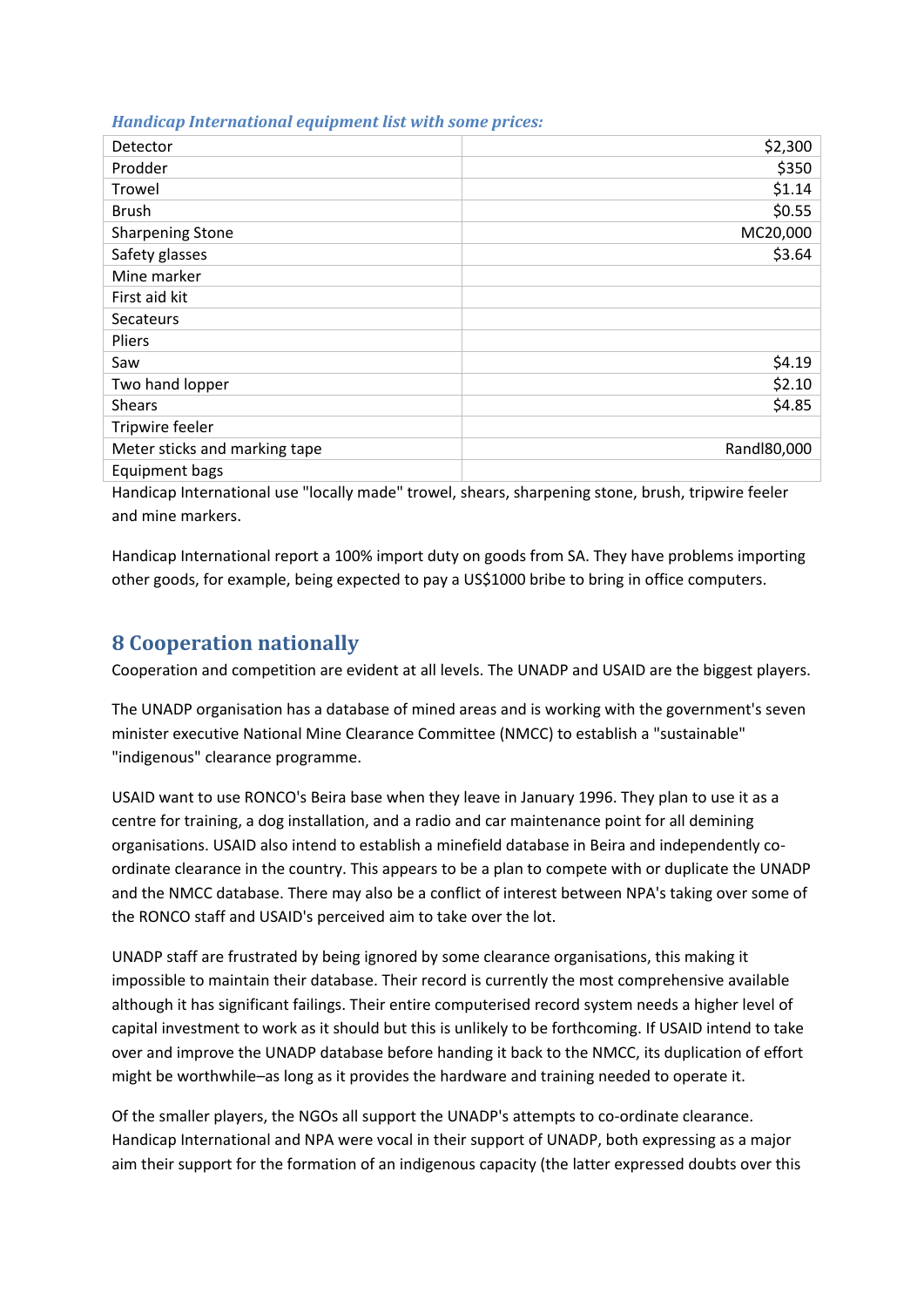***Handicap International equipment list with some prices:***

| | |
|---|---:|
| Detector | $2,300 |
| Prodder | $350 |
| Trowel | $1.14 |
| Brush | $0.55 |
| Sharpening Stone | MC20,000 |
| Safety glasses | $3.64 |
| Mine marker | |
| First aid kit | |
| Secateurs | |
| Pliers | |
| Saw | $4.19 |
| Two hand lopper | $2.10 |
| Shears | $4.85 |
| Tripwire feeler | |
| Meter sticks and marking tape | Randl80,000 |
| Equipment bags | |

Handicap International use "locally made" trowel, shears, sharpening stone, brush, tripwire feeler and mine markers.

Handicap International report a 100% import duty on goods from SA. They have problems importing other goods, for example, being expected to pay a US$1000 bribe to bring in office computers.

## 8 Cooperation nationally

Cooperation and competition are evident at all levels. The UNADP and USAID are the biggest players.

The UNADP organisation has a database of mined areas and is working with the government's seven minister executive National Mine Clearance Committee (NMCC) to establish a "sustainable" "indigenous" clearance programme.

USAID want to use RONCO's Beira base when they leave in January 1996. They plan to use it as a centre for training, a dog installation, and a radio and car maintenance point for all demining organisations. USAID also intend to establish a minefield database in Beira and independently co-ordinate clearance in the country. This appears to be a plan to compete with or duplicate the UNADP and the NMCC database. There may also be a conflict of interest between NPA's taking over some of the RONCO staff and USAID's perceived aim to take over the lot.

UNADP staff are frustrated by being ignored by some clearance organisations, this making it impossible to maintain their database. Their record is currently the most comprehensive available although it has significant failings. Their entire computerised record system needs a higher level of capital investment to work as it should but this is unlikely to be forthcoming. If USAID intend to take over and improve the UNADP database before handing it back to the NMCC, its duplication of effort might be worthwhile–as long as it provides the hardware and training needed to operate it.

Of the smaller players, the NGOs all support the UNADP's attempts to co-ordinate clearance. Handicap International and NPA were vocal in their support of UNADP, both expressing as a major aim their support for the formation of an indigenous capacity (the latter expressed doubts over this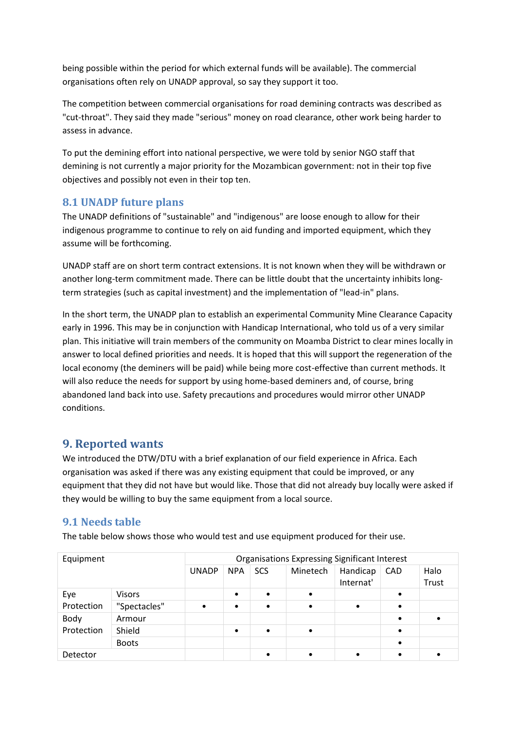being possible within the period for which external funds will be available). The commercial organisations often rely on UNADP approval, so say they support it too.

The competition between commercial organisations for road demining contracts was described as "cut-throat". They said they made "serious" money on road clearance, other work being harder to assess in advance.

To put the demining effort into national perspective, we were told by senior NGO staff that demining is not currently a major priority for the Mozambican government: not in their top five objectives and possibly not even in their top ten.

## 8.1 UNADP future plans

The UNADP definitions of "sustainable" and "indigenous" are loose enough to allow for their indigenous programme to continue to rely on aid funding and imported equipment, which they assume will be forthcoming.

UNADP staff are on short term contract extensions. It is not known when they will be withdrawn or another long-term commitment made. There can be little doubt that the uncertainty inhibits long-term strategies (such as capital investment) and the implementation of "lead-in" plans.

In the short term, the UNADP plan to establish an experimental Community Mine Clearance Capacity early in 1996. This may be in conjunction with Handicap International, who told us of a very similar plan. This initiative will train members of the community on Moamba District to clear mines locally in answer to local defined priorities and needs. It is hoped that this will support the regeneration of the local economy (the deminers will be paid) while being more cost-effective than current methods. It will also reduce the needs for support by using home-based deminers and, of course, bring abandoned land back into use. Safety precautions and procedures would mirror other UNADP conditions.

# 9. Reported wants

We introduced the DTW/DTU with a brief explanation of our field experience in Africa. Each organisation was asked if there was any existing equipment that could be improved, or any equipment that they did not have but would like. Those that did not already buy locally were asked if they would be willing to buy the same equipment from a local source.

## 9.1 Needs table

The table below shows those who would test and use equipment produced for their use.

| Equipment | | Organisations Expressing Significant Interest | | | | | | |
|---|---|---|---|---|---|---|---|---|
| | | UNADP | NPA | SCS | Minetech | Handicap Internat' | CAD | Halo Trust |
| Eye Protection | Visors | | • | • | • | | • | |
| | "Spectacles" | • | • | • | • | • | • | |
| Body Protection | Armour | | | | | | • | • |
| | Shield | | • | • | • | | • | |
| | Boots | | | | | | • | |
| Detector | | | | • | • | • | • | • |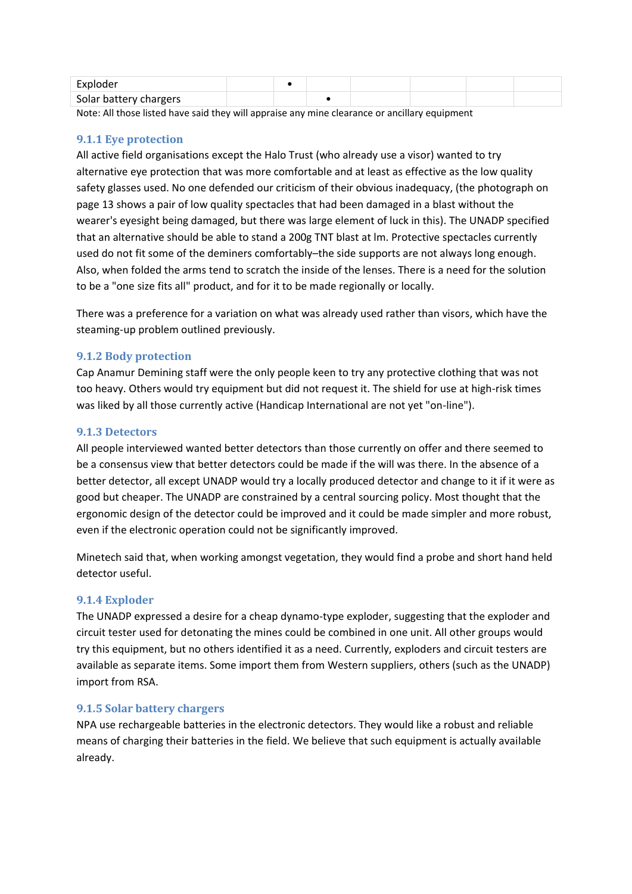| | | | | | | | |
|---|---|---|---|---|---|---|---|
| Exploder | | • | | | | | |
| Solar battery chargers | | | • | | | | |

Note: All those listed have said they will appraise any mine clearance or ancillary equipment

### 9.1.1 Eye protection

All active field organisations except the Halo Trust (who already use a visor) wanted to try alternative eye protection that was more comfortable and at least as effective as the low quality safety glasses used. No one defended our criticism of their obvious inadequacy, (the photograph on page 13 shows a pair of low quality spectacles that had been damaged in a blast without the wearer's eyesight being damaged, but there was large element of luck in this). The UNADP specified that an alternative should be able to stand a 200g TNT blast at lm. Protective spectacles currently used do not fit some of the deminers comfortably–the side supports are not always long enough. Also, when folded the arms tend to scratch the inside of the lenses. There is a need for the solution to be a "one size fits all" product, and for it to be made regionally or locally.

There was a preference for a variation on what was already used rather than visors, which have the steaming-up problem outlined previously.

### 9.1.2 Body protection

Cap Anamur Demining staff were the only people keen to try any protective clothing that was not too heavy. Others would try equipment but did not request it. The shield for use at high-risk times was liked by all those currently active (Handicap International are not yet "on-line").

### 9.1.3 Detectors

All people interviewed wanted better detectors than those currently on offer and there seemed to be a consensus view that better detectors could be made if the will was there. In the absence of a better detector, all except UNADP would try a locally produced detector and change to it if it were as good but cheaper. The UNADP are constrained by a central sourcing policy. Most thought that the ergonomic design of the detector could be improved and it could be made simpler and more robust, even if the electronic operation could not be significantly improved.

Minetech said that, when working amongst vegetation, they would find a probe and short hand held detector useful.

### 9.1.4 Exploder

The UNADP expressed a desire for a cheap dynamo-type exploder, suggesting that the exploder and circuit tester used for detonating the mines could be combined in one unit. All other groups would try this equipment, but no others identified it as a need. Currently, exploders and circuit testers are available as separate items. Some import them from Western suppliers, others (such as the UNADP) import from RSA.

### 9.1.5 Solar battery chargers

NPA use rechargeable batteries in the electronic detectors. They would like a robust and reliable means of charging their batteries in the field. We believe that such equipment is actually available already.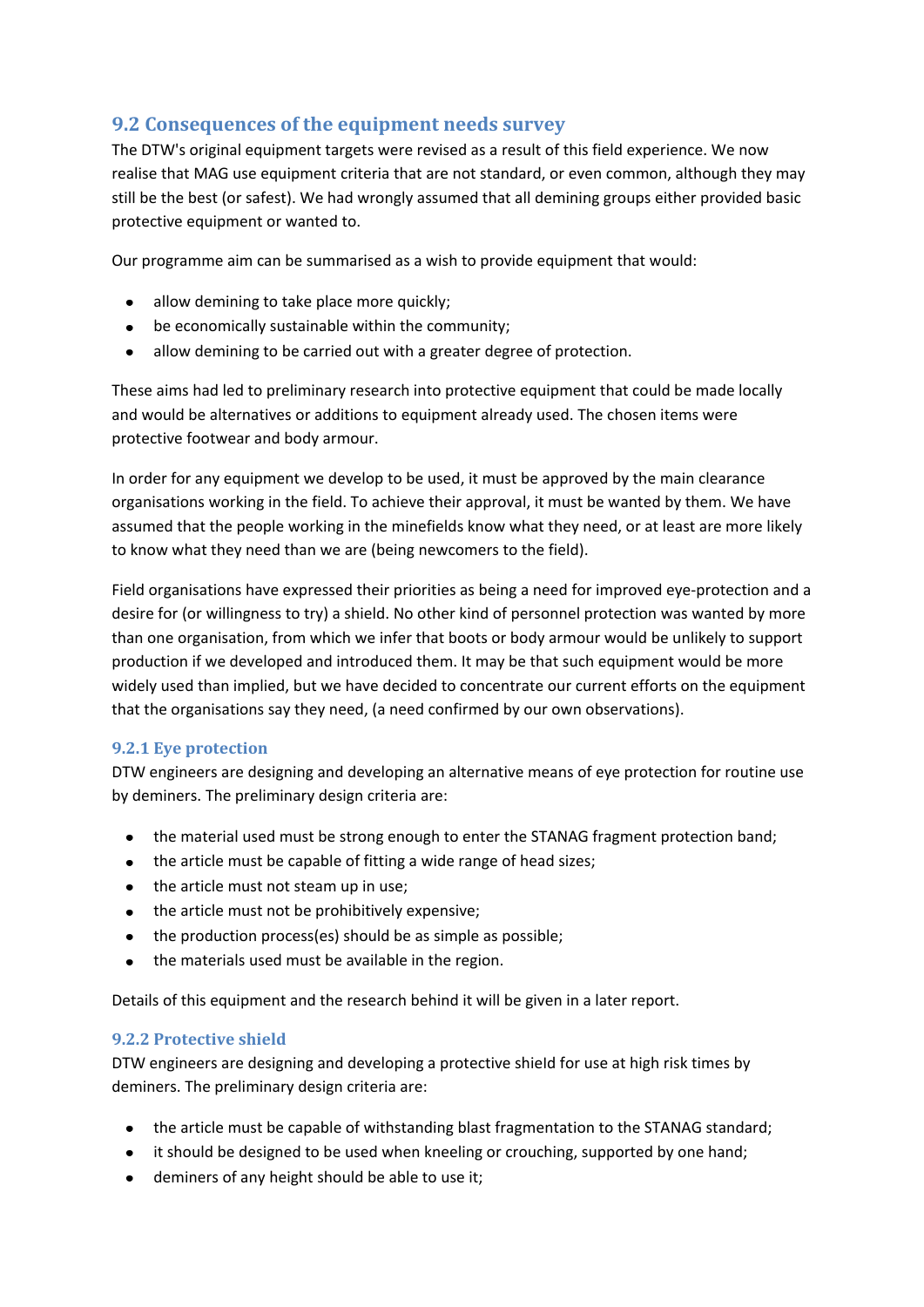## 9.2 Consequences of the equipment needs survey

The DTW's original equipment targets were revised as a result of this field experience. We now realise that MAG use equipment criteria that are not standard, or even common, although they may still be the best (or safest). We had wrongly assumed that all demining groups either provided basic protective equipment or wanted to.

Our programme aim can be summarised as a wish to provide equipment that would:

- allow demining to take place more quickly;
- be economically sustainable within the community;
- allow demining to be carried out with a greater degree of protection.

These aims had led to preliminary research into protective equipment that could be made locally and would be alternatives or additions to equipment already used. The chosen items were protective footwear and body armour.

In order for any equipment we develop to be used, it must be approved by the main clearance organisations working in the field. To achieve their approval, it must be wanted by them. We have assumed that the people working in the minefields know what they need, or at least are more likely to know what they need than we are (being newcomers to the field).

Field organisations have expressed their priorities as being a need for improved eye-protection and a desire for (or willingness to try) a shield. No other kind of personnel protection was wanted by more than one organisation, from which we infer that boots or body armour would be unlikely to support production if we developed and introduced them. It may be that such equipment would be more widely used than implied, but we have decided to concentrate our current efforts on the equipment that the organisations say they need, (a need confirmed by our own observations).

### 9.2.1 Eye protection

DTW engineers are designing and developing an alternative means of eye protection for routine use by deminers. The preliminary design criteria are:

- the material used must be strong enough to enter the STANAG fragment protection band;
- the article must be capable of fitting a wide range of head sizes;
- the article must not steam up in use;
- the article must not be prohibitively expensive;
- the production process(es) should be as simple as possible;
- the materials used must be available in the region.

Details of this equipment and the research behind it will be given in a later report.

### 9.2.2 Protective shield

DTW engineers are designing and developing a protective shield for use at high risk times by deminers. The preliminary design criteria are:

- the article must be capable of withstanding blast fragmentation to the STANAG standard;
- it should be designed to be used when kneeling or crouching, supported by one hand;
- deminers of any height should be able to use it;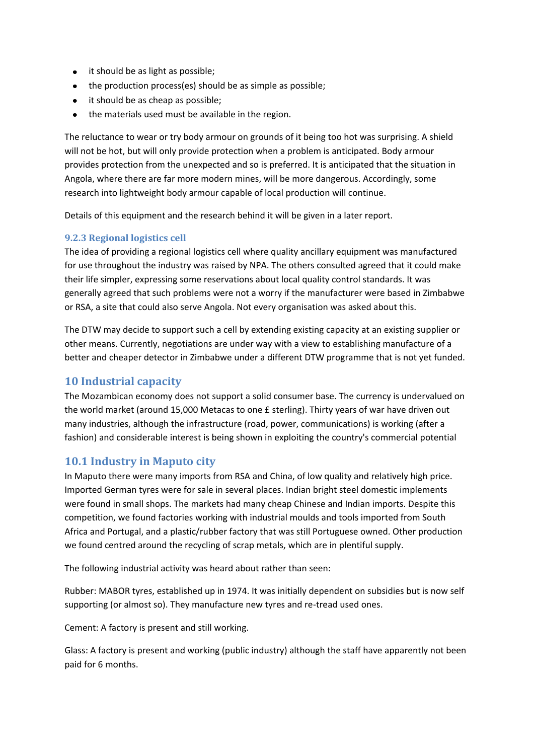- it should be as light as possible;
- the production process(es) should be as simple as possible;
- it should be as cheap as possible;
- the materials used must be available in the region.

The reluctance to wear or try body armour on grounds of it being too hot was surprising. A shield will not be hot, but will only provide protection when a problem is anticipated. Body armour provides protection from the unexpected and so is preferred. It is anticipated that the situation in Angola, where there are far more modern mines, will be more dangerous. Accordingly, some research into lightweight body armour capable of local production will continue.

Details of this equipment and the research behind it will be given in a later report.

### 9.2.3 Regional logistics cell

The idea of providing a regional logistics cell where quality ancillary equipment was manufactured for use throughout the industry was raised by NPA. The others consulted agreed that it could make their life simpler, expressing some reservations about local quality control standards. It was generally agreed that such problems were not a worry if the manufacturer were based in Zimbabwe or RSA, a site that could also serve Angola. Not every organisation was asked about this.

The DTW may decide to support such a cell by extending existing capacity at an existing supplier or other means. Currently, negotiations are under way with a view to establishing manufacture of a better and cheaper detector in Zimbabwe under a different DTW programme that is not yet funded.

# 10 Industrial capacity

The Mozambican economy does not support a solid consumer base. The currency is undervalued on the world market (around 15,000 Metacas to one £ sterling). Thirty years of war have driven out many industries, although the infrastructure (road, power, communications) is working (after a fashion) and considerable interest is being shown in exploiting the country's commercial potential

## 10.1 Industry in Maputo city

In Maputo there were many imports from RSA and China, of low quality and relatively high price. Imported German tyres were for sale in several places. Indian bright steel domestic implements were found in small shops. The markets had many cheap Chinese and Indian imports. Despite this competition, we found factories working with industrial moulds and tools imported from South Africa and Portugal, and a plastic/rubber factory that was still Portuguese owned. Other production we found centred around the recycling of scrap metals, which are in plentiful supply.

The following industrial activity was heard about rather than seen:

Rubber: MABOR tyres, established up in 1974. It was initially dependent on subsidies but is now self supporting (or almost so). They manufacture new tyres and re-tread used ones.

Cement: A factory is present and still working.

Glass: A factory is present and working (public industry) although the staff have apparently not been paid for 6 months.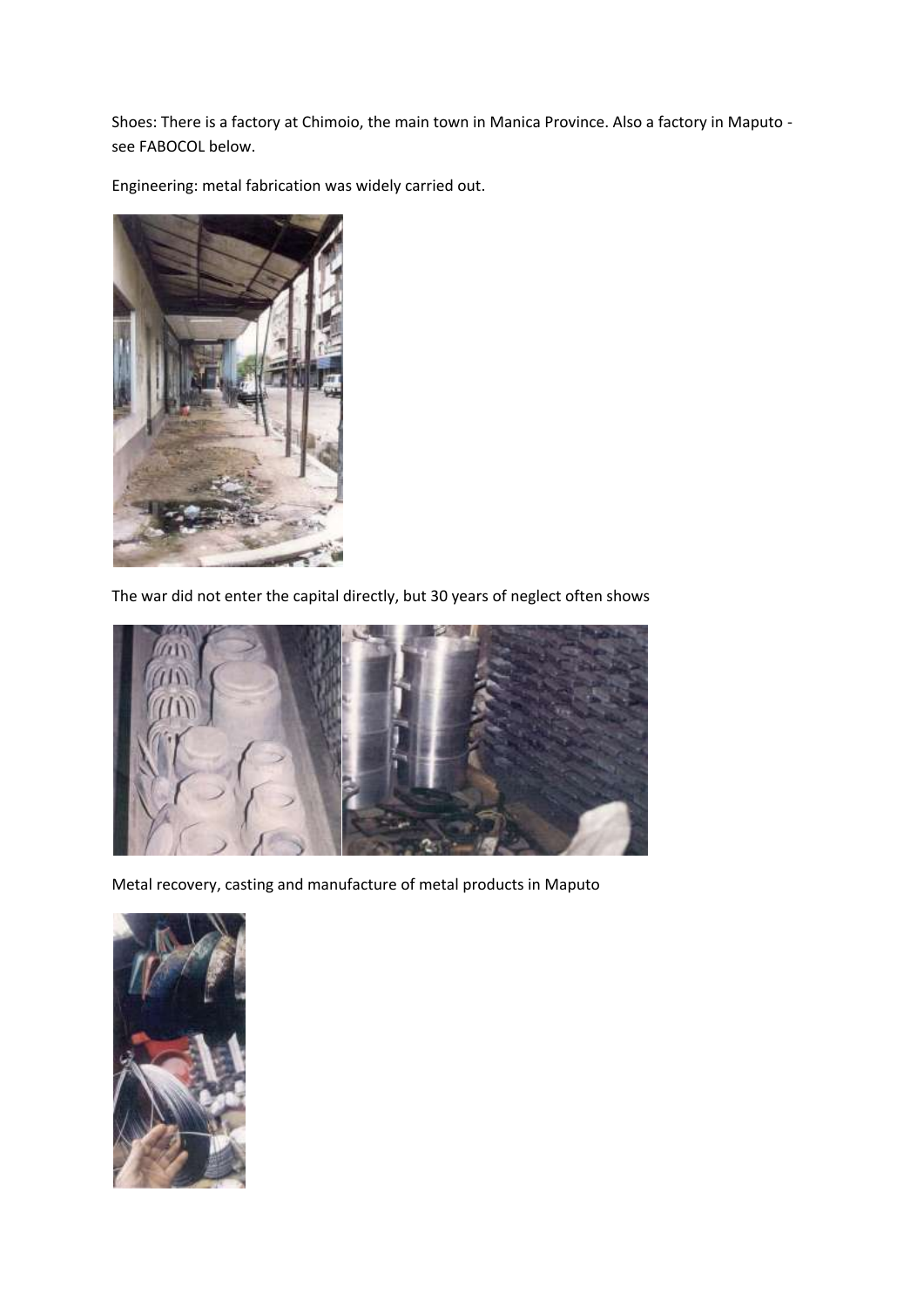Shoes: There is a factory at Chimoio, the main town in Manica Province. Also a factory in Maputo - see FABOCOL below.

Engineering: metal fabrication was widely carried out.

The war did not enter the capital directly, but 30 years of neglect often shows

Metal recovery, casting and manufacture of metal products in Maputo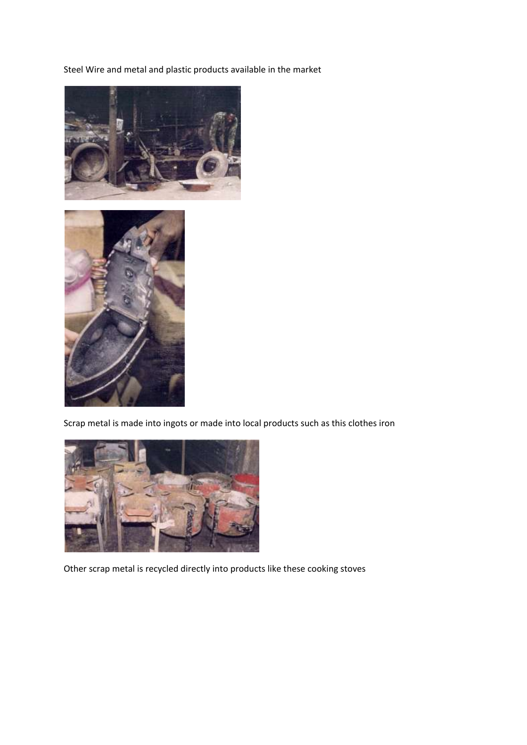Steel Wire and metal and plastic products available in the market

Scrap metal is made into ingots or made into local products such as this clothes iron

Other scrap metal is recycled directly into products like these cooking stoves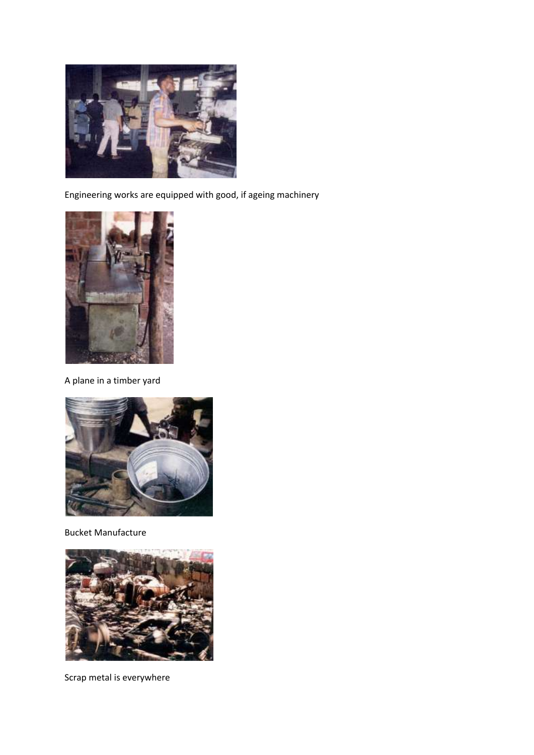Engineering works are equipped with good, if ageing machinery

A plane in a timber yard

Bucket Manufacture

Scrap metal is everywhere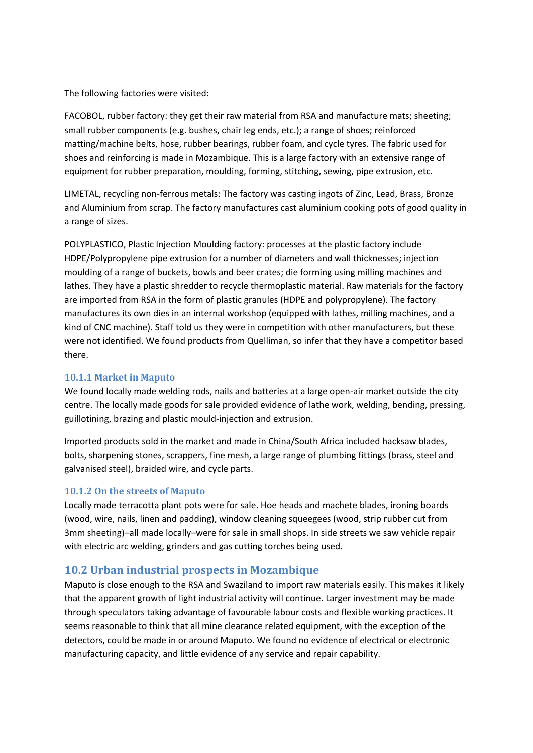The following factories were visited:

FACOBOL, rubber factory: they get their raw material from RSA and manufacture mats; sheeting; small rubber components (e.g. bushes, chair leg ends, etc.); a range of shoes; reinforced matting/machine belts, hose, rubber bearings, rubber foam, and cycle tyres. The fabric used for shoes and reinforcing is made in Mozambique. This is a large factory with an extensive range of equipment for rubber preparation, moulding, forming, stitching, sewing, pipe extrusion, etc.

LIMETAL, recycling non-ferrous metals: The factory was casting ingots of Zinc, Lead, Brass, Bronze and Aluminium from scrap. The factory manufactures cast aluminium cooking pots of good quality in a range of sizes.

POLYPLASTICO, Plastic Injection Moulding factory: processes at the plastic factory include HDPE/Polypropylene pipe extrusion for a number of diameters and wall thicknesses; injection moulding of a range of buckets, bowls and beer crates; die forming using milling machines and lathes. They have a plastic shredder to recycle thermoplastic material. Raw materials for the factory are imported from RSA in the form of plastic granules (HDPE and polypropylene). The factory manufactures its own dies in an internal workshop (equipped with lathes, milling machines, and a kind of CNC machine). Staff told us they were in competition with other manufacturers, but these were not identified. We found products from Quelliman, so infer that they have a competitor based there.

### 10.1.1 Market in Maputo

We found locally made welding rods, nails and batteries at a large open-air market outside the city centre. The locally made goods for sale provided evidence of lathe work, welding, bending, pressing, guillotining, brazing and plastic mould-injection and extrusion.

Imported products sold in the market and made in China/South Africa included hacksaw blades, bolts, sharpening stones, scrappers, fine mesh, a large range of plumbing fittings (brass, steel and galvanised steel), braided wire, and cycle parts.

### 10.1.2 On the streets of Maputo

Locally made terracotta plant pots were for sale. Hoe heads and machete blades, ironing boards (wood, wire, nails, linen and padding), window cleaning squeegees (wood, strip rubber cut from 3mm sheeting)–all made locally–were for sale in small shops. In side streets we saw vehicle repair with electric arc welding, grinders and gas cutting torches being used.

## 10.2 Urban industrial prospects in Mozambique

Maputo is close enough to the RSA and Swaziland to import raw materials easily. This makes it likely that the apparent growth of light industrial activity will continue. Larger investment may be made through speculators taking advantage of favourable labour costs and flexible working practices. It seems reasonable to think that all mine clearance related equipment, with the exception of the detectors, could be made in or around Maputo. We found no evidence of electrical or electronic manufacturing capacity, and little evidence of any service and repair capability.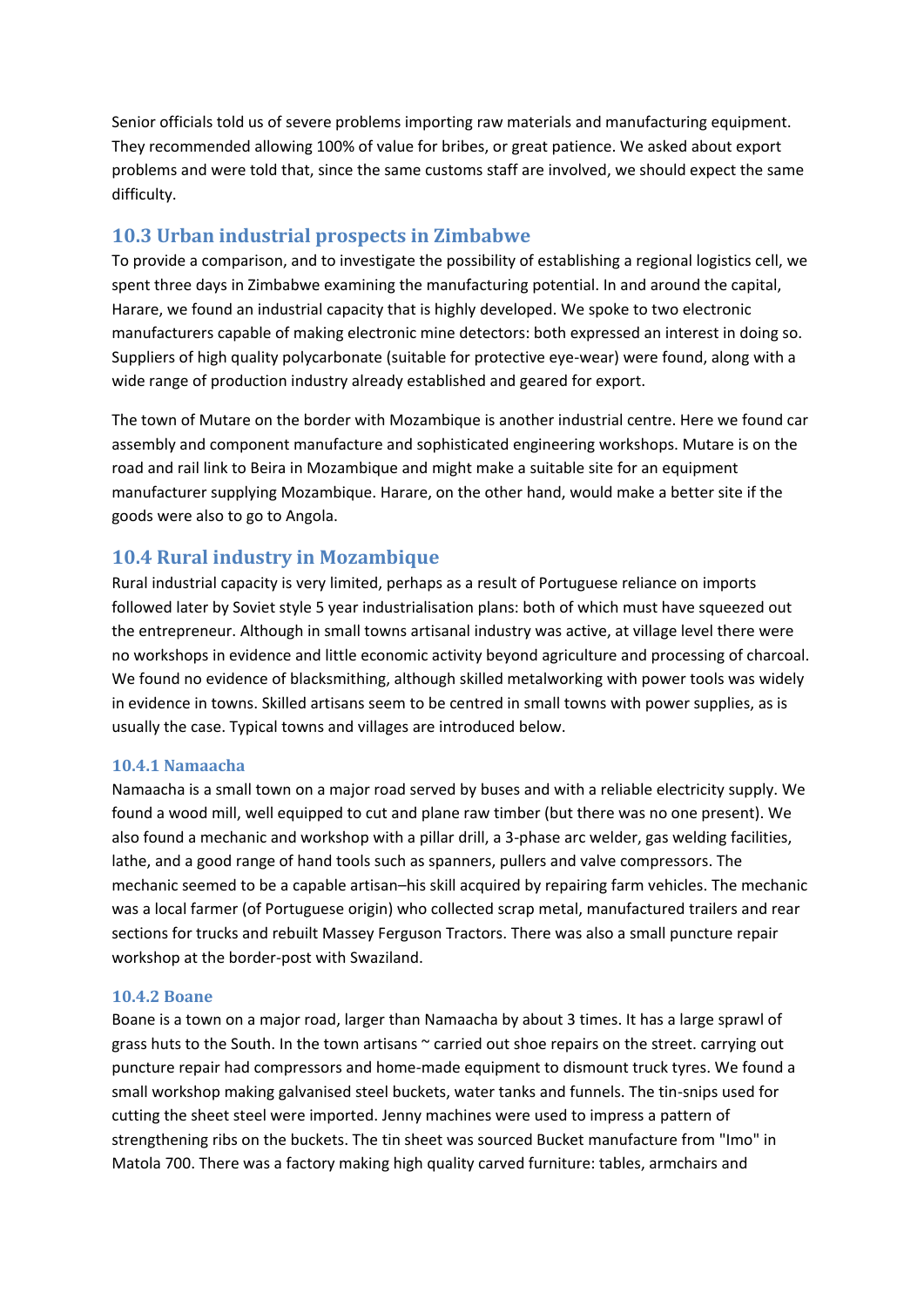Senior officials told us of severe problems importing raw materials and manufacturing equipment. They recommended allowing 100% of value for bribes, or great patience. We asked about export problems and were told that, since the same customs staff are involved, we should expect the same difficulty.

## 10.3 Urban industrial prospects in Zimbabwe

To provide a comparison, and to investigate the possibility of establishing a regional logistics cell, we spent three days in Zimbabwe examining the manufacturing potential. In and around the capital, Harare, we found an industrial capacity that is highly developed. We spoke to two electronic manufacturers capable of making electronic mine detectors: both expressed an interest in doing so. Suppliers of high quality polycarbonate (suitable for protective eye-wear) were found, along with a wide range of production industry already established and geared for export.

The town of Mutare on the border with Mozambique is another industrial centre. Here we found car assembly and component manufacture and sophisticated engineering workshops. Mutare is on the road and rail link to Beira in Mozambique and might make a suitable site for an equipment manufacturer supplying Mozambique. Harare, on the other hand, would make a better site if the goods were also to go to Angola.

## 10.4 Rural industry in Mozambique

Rural industrial capacity is very limited, perhaps as a result of Portuguese reliance on imports followed later by Soviet style 5 year industrialisation plans: both of which must have squeezed out the entrepreneur. Although in small towns artisanal industry was active, at village level there were no workshops in evidence and little economic activity beyond agriculture and processing of charcoal. We found no evidence of blacksmithing, although skilled metalworking with power tools was widely in evidence in towns. Skilled artisans seem to be centred in small towns with power supplies, as is usually the case. Typical towns and villages are introduced below.

### 10.4.1 Namaacha

Namaacha is a small town on a major road served by buses and with a reliable electricity supply. We found a wood mill, well equipped to cut and plane raw timber (but there was no one present). We also found a mechanic and workshop with a pillar drill, a 3-phase arc welder, gas welding facilities, lathe, and a good range of hand tools such as spanners, pullers and valve compressors. The mechanic seemed to be a capable artisan–his skill acquired by repairing farm vehicles. The mechanic was a local farmer (of Portuguese origin) who collected scrap metal, manufactured trailers and rear sections for trucks and rebuilt Massey Ferguson Tractors. There was also a small puncture repair workshop at the border-post with Swaziland.

### 10.4.2 Boane

Boane is a town on a major road, larger than Namaacha by about 3 times. It has a large sprawl of grass huts to the South. In the town artisans ~ carried out shoe repairs on the street. carrying out puncture repair had compressors and home-made equipment to dismount truck tyres. We found a small workshop making galvanised steel buckets, water tanks and funnels. The tin-snips used for cutting the sheet steel were imported. Jenny machines were used to impress a pattern of strengthening ribs on the buckets. The tin sheet was sourced Bucket manufacture from "Imo" in Matola 700. There was a factory making high quality carved furniture: tables, armchairs and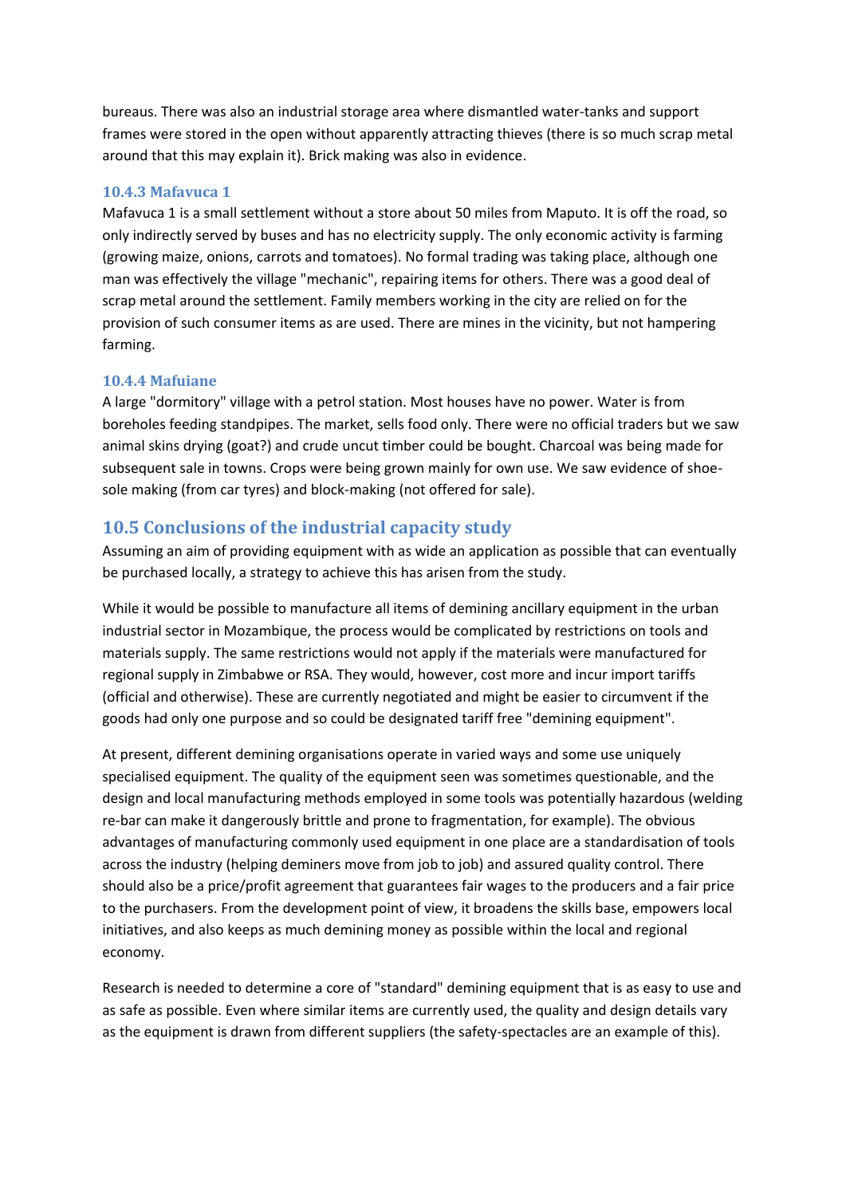bureaus. There was also an industrial storage area where dismantled water-tanks and support frames were stored in the open without apparently attracting thieves (there is so much scrap metal around that this may explain it). Brick making was also in evidence.

### 10.4.3 Mafavuca 1

Mafavuca 1 is a small settlement without a store about 50 miles from Maputo. It is off the road, so only indirectly served by buses and has no electricity supply. The only economic activity is farming (growing maize, onions, carrots and tomatoes). No formal trading was taking place, although one man was effectively the village "mechanic", repairing items for others. There was a good deal of scrap metal around the settlement. Family members working in the city are relied on for the provision of such consumer items as are used. There are mines in the vicinity, but not hampering farming.

### 10.4.4 Mafuiane

A large "dormitory" village with a petrol station. Most houses have no power. Water is from boreholes feeding standpipes. The market, sells food only. There were no official traders but we saw animal skins drying (goat?) and crude uncut timber could be bought. Charcoal was being made for subsequent sale in towns. Crops were being grown mainly for own use. We saw evidence of shoe-sole making (from car tyres) and block-making (not offered for sale).

## 10.5 Conclusions of the industrial capacity study

Assuming an aim of providing equipment with as wide an application as possible that can eventually be purchased locally, a strategy to achieve this has arisen from the study.

While it would be possible to manufacture all items of demining ancillary equipment in the urban industrial sector in Mozambique, the process would be complicated by restrictions on tools and materials supply. The same restrictions would not apply if the materials were manufactured for regional supply in Zimbabwe or RSA. They would, however, cost more and incur import tariffs (official and otherwise). These are currently negotiated and might be easier to circumvent if the goods had only one purpose and so could be designated tariff free "demining equipment".

At present, different demining organisations operate in varied ways and some use uniquely specialised equipment. The quality of the equipment seen was sometimes questionable, and the design and local manufacturing methods employed in some tools was potentially hazardous (welding re-bar can make it dangerously brittle and prone to fragmentation, for example). The obvious advantages of manufacturing commonly used equipment in one place are a standardisation of tools across the industry (helping deminers move from job to job) and assured quality control. There should also be a price/profit agreement that guarantees fair wages to the producers and a fair price to the purchasers. From the development point of view, it broadens the skills base, empowers local initiatives, and also keeps as much demining money as possible within the local and regional economy.

Research is needed to determine a core of "standard" demining equipment that is as easy to use and as safe as possible. Even where similar items are currently used, the quality and design details vary as the equipment is drawn from different suppliers (the safety-spectacles are an example of this).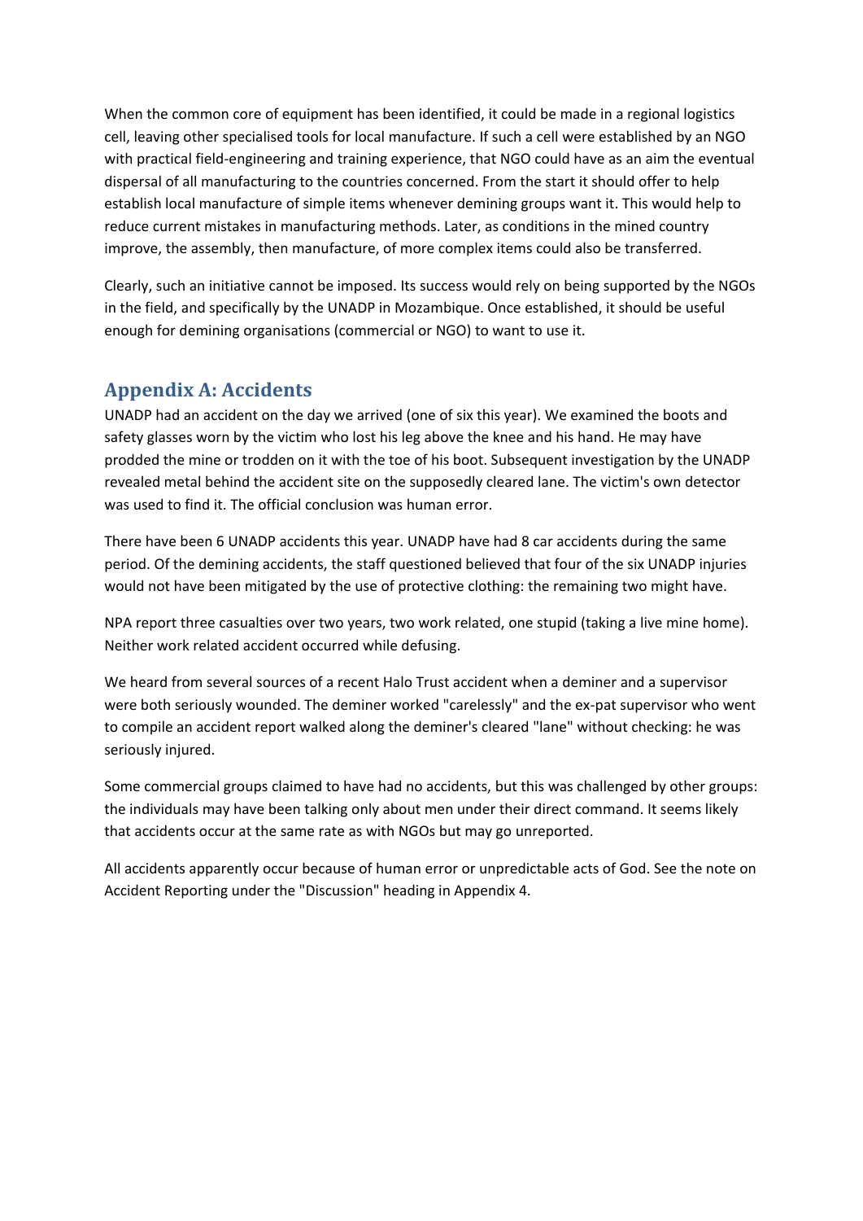When the common core of equipment has been identified, it could be made in a regional logistics cell, leaving other specialised tools for local manufacture. If such a cell were established by an NGO with practical field-engineering and training experience, that NGO could have as an aim the eventual dispersal of all manufacturing to the countries concerned. From the start it should offer to help establish local manufacture of simple items whenever demining groups want it. This would help to reduce current mistakes in manufacturing methods. Later, as conditions in the mined country improve, the assembly, then manufacture, of more complex items could also be transferred.

Clearly, such an initiative cannot be imposed. Its success would rely on being supported by the NGOs in the field, and specifically by the UNADP in Mozambique. Once established, it should be useful enough for demining organisations (commercial or NGO) to want to use it.

## Appendix A: Accidents

UNADP had an accident on the day we arrived (one of six this year). We examined the boots and safety glasses worn by the victim who lost his leg above the knee and his hand. He may have prodded the mine or trodden on it with the toe of his boot. Subsequent investigation by the UNADP revealed metal behind the accident site on the supposedly cleared lane. The victim's own detector was used to find it. The official conclusion was human error.

There have been 6 UNADP accidents this year. UNADP have had 8 car accidents during the same period. Of the demining accidents, the staff questioned believed that four of the six UNADP injuries would not have been mitigated by the use of protective clothing: the remaining two might have.

NPA report three casualties over two years, two work related, one stupid (taking a live mine home). Neither work related accident occurred while defusing.

We heard from several sources of a recent Halo Trust accident when a deminer and a supervisor were both seriously wounded. The deminer worked "carelessly" and the ex-pat supervisor who went to compile an accident report walked along the deminer's cleared "lane" without checking: he was seriously injured.

Some commercial groups claimed to have had no accidents, but this was challenged by other groups: the individuals may have been talking only about men under their direct command. It seems likely that accidents occur at the same rate as with NGOs but may go unreported.

All accidents apparently occur because of human error or unpredictable acts of God. See the note on Accident Reporting under the "Discussion" heading in Appendix 4.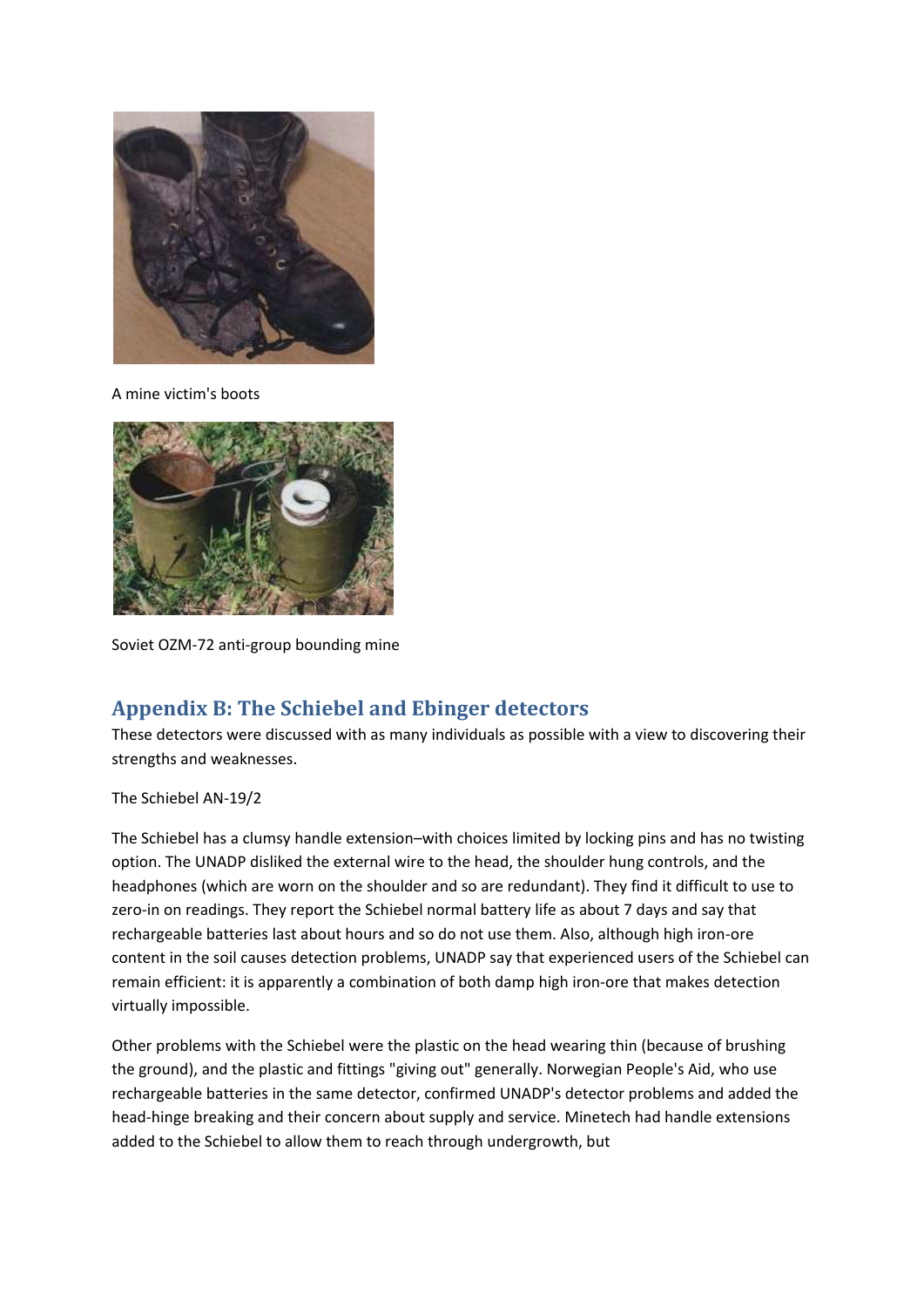A mine victim's boots

Soviet OZM-72 anti-group bounding mine

## Appendix B: The Schiebel and Ebinger detectors

These detectors were discussed with as many individuals as possible with a view to discovering their strengths and weaknesses.

The Schiebel AN-19/2

The Schiebel has a clumsy handle extension–with choices limited by locking pins and has no twisting option. The UNADP disliked the external wire to the head, the shoulder hung controls, and the headphones (which are worn on the shoulder and so are redundant). They find it difficult to use to zero-in on readings. They report the Schiebel normal battery life as about 7 days and say that rechargeable batteries last about hours and so do not use them. Also, although high iron-ore content in the soil causes detection problems, UNADP say that experienced users of the Schiebel can remain efficient: it is apparently a combination of both damp high iron-ore that makes detection virtually impossible.

Other problems with the Schiebel were the plastic on the head wearing thin (because of brushing the ground), and the plastic and fittings "giving out" generally. Norwegian People's Aid, who use rechargeable batteries in the same detector, confirmed UNADP's detector problems and added the head-hinge breaking and their concern about supply and service. Minetech had handle extensions added to the Schiebel to allow them to reach through undergrowth, but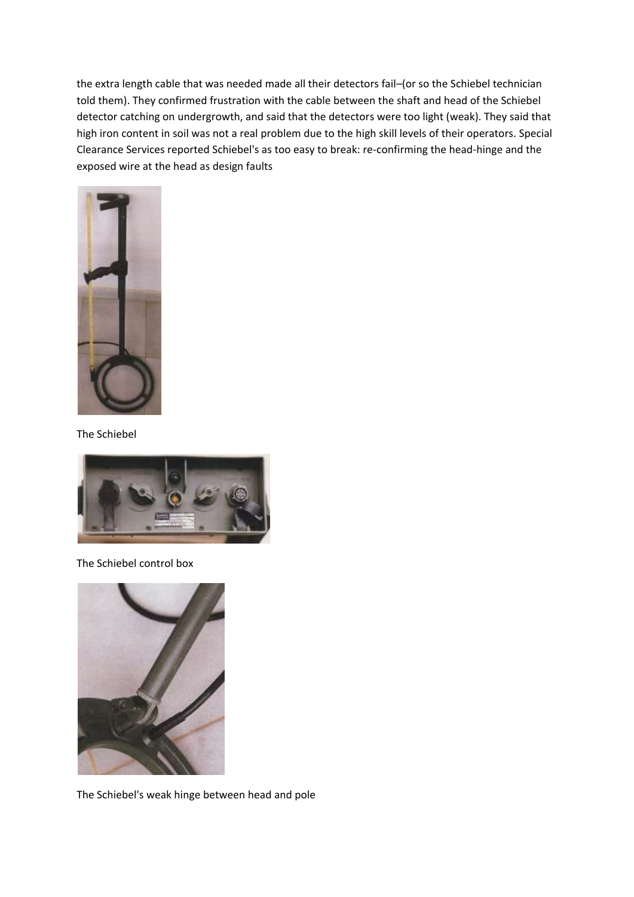the extra length cable that was needed made all their detectors fail–(or so the Schiebel technician told them). They confirmed frustration with the cable between the shaft and head of the Schiebel detector catching on undergrowth, and said that the detectors were too light (weak). They said that high iron content in soil was not a real problem due to the high skill levels of their operators. Special Clearance Services reported Schiebel's as too easy to break: re-confirming the head-hinge and the exposed wire at the head as design faults

The Schiebel

The Schiebel control box

The Schiebel's weak hinge between head and pole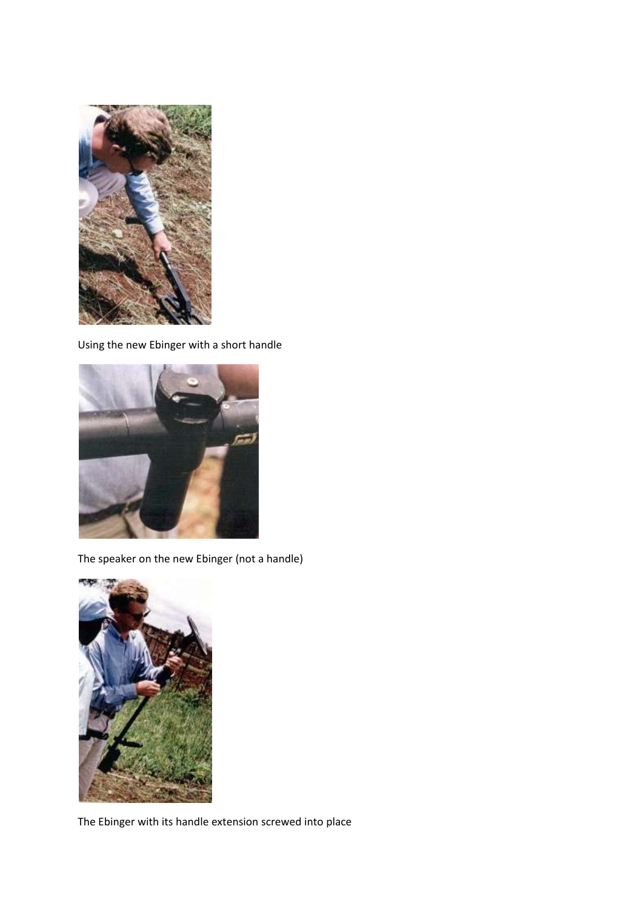Using the new Ebinger with a short handle

The speaker on the new Ebinger (not a handle)

The Ebinger with its handle extension screwed into place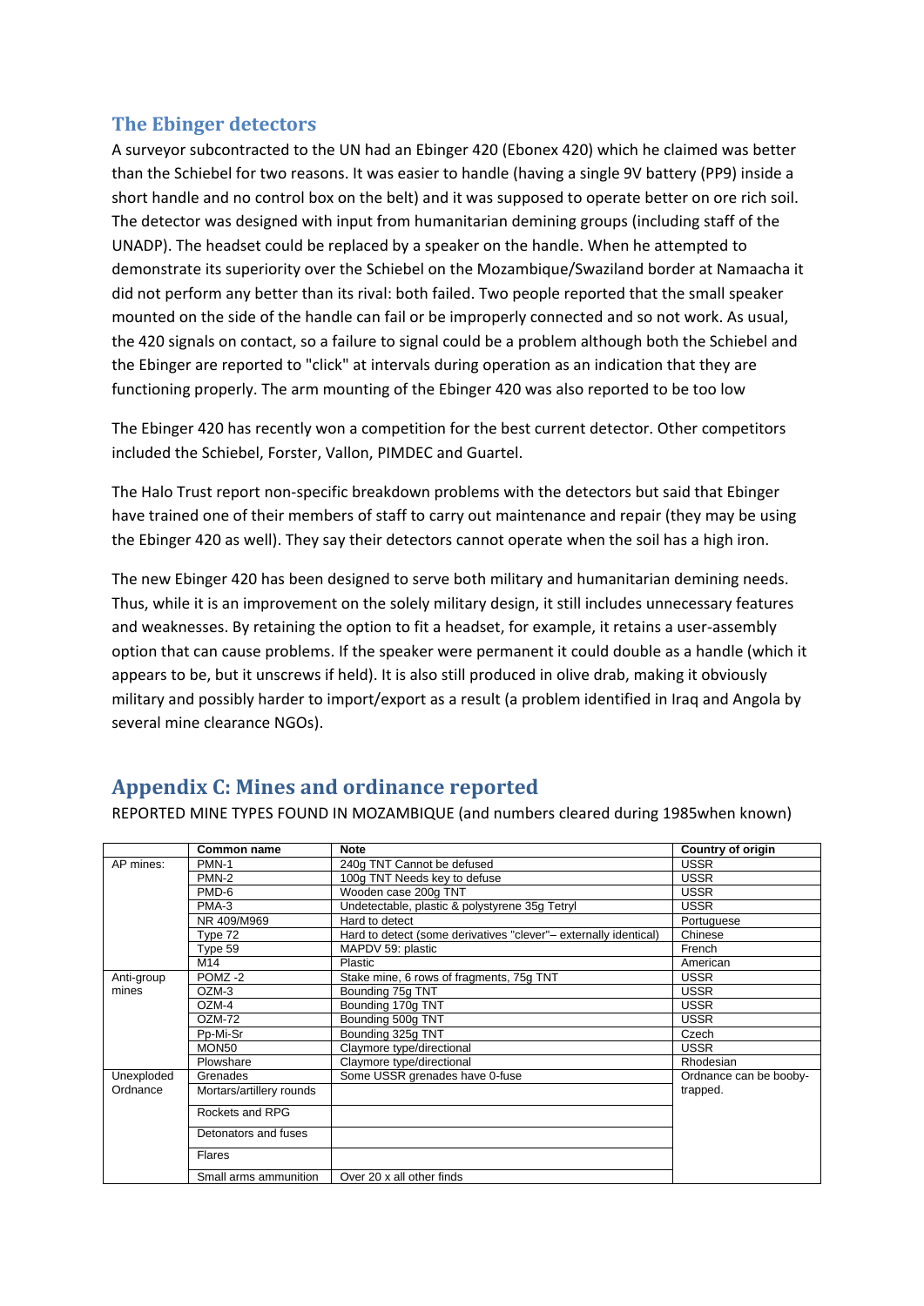## The Ebinger detectors

A surveyor subcontracted to the UN had an Ebinger 420 (Ebonex 420) which he claimed was better than the Schiebel for two reasons. It was easier to handle (having a single 9V battery (PP9) inside a short handle and no control box on the belt) and it was supposed to operate better on ore rich soil. The detector was designed with input from humanitarian demining groups (including staff of the UNADP). The headset could be replaced by a speaker on the handle. When he attempted to demonstrate its superiority over the Schiebel on the Mozambique/Swaziland border at Namaacha it did not perform any better than its rival: both failed. Two people reported that the small speaker mounted on the side of the handle can fail or be improperly connected and so not work. As usual, the 420 signals on contact, so a failure to signal could be a problem although both the Schiebel and the Ebinger are reported to "click" at intervals during operation as an indication that they are functioning properly. The arm mounting of the Ebinger 420 was also reported to be too low

The Ebinger 420 has recently won a competition for the best current detector. Other competitors included the Schiebel, Forster, Vallon, PIMDEC and Guartel.

The Halo Trust report non-specific breakdown problems with the detectors but said that Ebinger have trained one of their members of staff to carry out maintenance and repair (they may be using the Ebinger 420 as well). They say their detectors cannot operate when the soil has a high iron.

The new Ebinger 420 has been designed to serve both military and humanitarian demining needs. Thus, while it is an improvement on the solely military design, it still includes unnecessary features and weaknesses. By retaining the option to fit a headset, for example, it retains a user-assembly option that can cause problems. If the speaker were permanent it could double as a handle (which it appears to be, but it unscrews if held). It is also still produced in olive drab, making it obviously military and possibly harder to import/export as a result (a problem identified in Iraq and Angola by several mine clearance NGOs).

# Appendix C: Mines and ordinance reported

REPORTED MINE TYPES FOUND IN MOZAMBIQUE (and numbers cleared during 1985when known)

| | Common name | Note | Country of origin |
|---|---|---|---|
| AP mines: | PMN-1 | 240g TNT Cannot be defused | USSR |
| | PMN-2 | 100g TNT Needs key to defuse | USSR |
| | PMD-6 | Wooden case 200g TNT | USSR |
| | PMA-3 | Undetectable, plastic & polystyrene 35g Tetryl | USSR |
| | NR 409/M969 | Hard to detect | Portuguese |
| | Type 72 | Hard to detect (some derivatives "clever"– externally identical) | Chinese |
| | Type 59 | MAPDV 59: plastic | French |
| | M14 | Plastic | American |
| Anti-group mines | POMZ -2 | Stake mine, 6 rows of fragments, 75g TNT | USSR |
| | OZM-3 | Bounding 75g TNT | USSR |
| | OZM-4 | Bounding 170g TNT | USSR |
| | OZM-72 | Bounding 500g TNT | USSR |
| | Pp-Mi-Sr | Bounding 325g TNT | Czech |
| | MON50 | Claymore type/directional | USSR |
| | Plowshare | Claymore type/directional | Rhodesian |
| Unexploded Ordnance | Grenades | Some USSR grenades have 0-fuse | Ordnance can be booby-trapped. |
| | Mortars/artillery rounds | | |
| | Rockets and RPG | | |
| | Detonators and fuses | | |
| | Flares | | |
| | Small arms ammunition | Over 20 x all other finds | |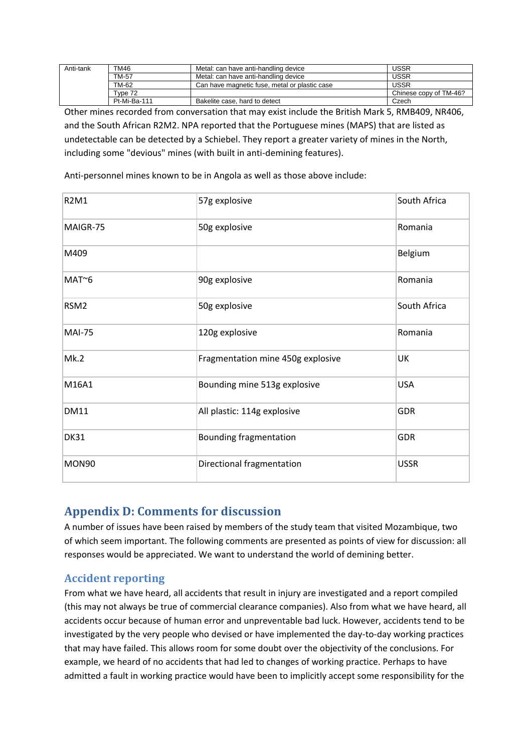| | | | |
|---|---|---|---|
| Anti-tank | TM46 | Metal: can have anti-handling device | USSR |
| | TM-57 | Metal: can have anti-handling device | USSR |
| | TM-62 | Can have magnetic fuse, metal or plastic case | USSR |
| | Type 72 | | Chinese copy of TM-46? |
| | Pt-Mi-Ba-111 | Bakelite case, hard to detect | Czech |

Other mines recorded from conversation that may exist include the British Mark 5, RMB409, NR406, and the South African R2M2. NPA reported that the Portuguese mines (MAPS) that are listed as undetectable can be detected by a Schiebel. They report a greater variety of mines in the North, including some "devious" mines (with built in anti-demining features).

Anti-personnel mines known to be in Angola as well as those above include:

| | | |
|---|---|---|
| R2M1 | 57g explosive | South Africa |
| MAIGR-75 | 50g explosive | Romania |
| M409 | | Belgium |
| MAT~6 | 90g explosive | Romania |
| RSM2 | 50g explosive | South Africa |
| MAI-75 | 120g explosive | Romania |
| Mk.2 | Fragmentation mine 450g explosive | UK |
| M16A1 | Bounding mine 513g explosive | USA |
| DM11 | All plastic: 114g explosive | GDR |
| DK31 | Bounding fragmentation | GDR |
| MON90 | Directional fragmentation | USSR |

# Appendix D: Comments for discussion

A number of issues have been raised by members of the study team that visited Mozambique, two of which seem important. The following comments are presented as points of view for discussion: all responses would be appreciated. We want to understand the world of demining better.

## Accident reporting

From what we have heard, all accidents that result in injury are investigated and a report compiled (this may not always be true of commercial clearance companies). Also from what we have heard, all accidents occur because of human error and unpreventable bad luck. However, accidents tend to be investigated by the very people who devised or have implemented the day-to-day working practices that may have failed. This allows room for some doubt over the objectivity of the conclusions. For example, we heard of no accidents that had led to changes of working practice. Perhaps to have admitted a fault in working practice would have been to implicitly accept some responsibility for the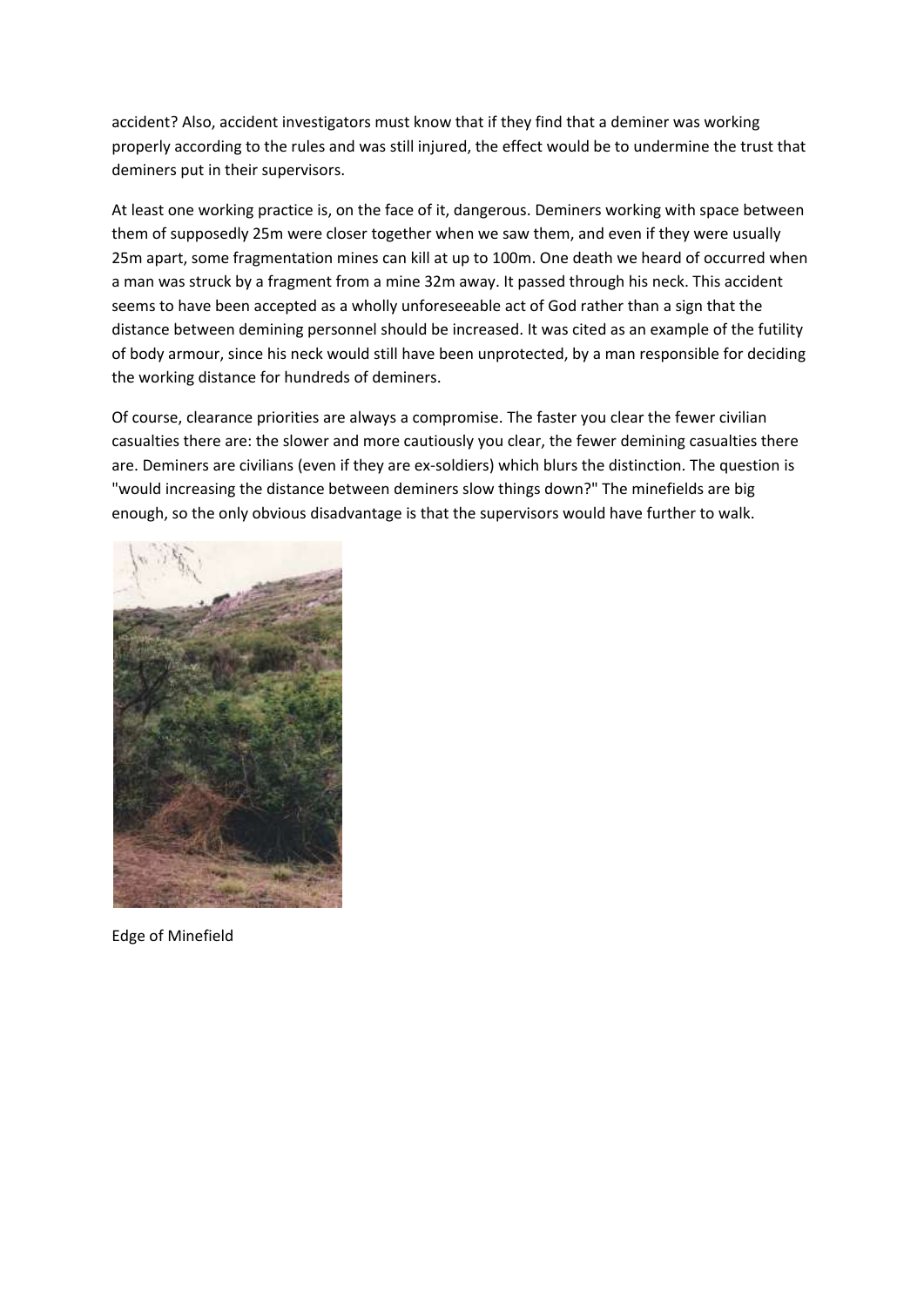accident? Also, accident investigators must know that if they find that a deminer was working properly according to the rules and was still injured, the effect would be to undermine the trust that deminers put in their supervisors.

At least one working practice is, on the face of it, dangerous. Deminers working with space between them of supposedly 25m were closer together when we saw them, and even if they were usually 25m apart, some fragmentation mines can kill at up to 100m. One death we heard of occurred when a man was struck by a fragment from a mine 32m away. It passed through his neck. This accident seems to have been accepted as a wholly unforeseeable act of God rather than a sign that the distance between demining personnel should be increased. It was cited as an example of the futility of body armour, since his neck would still have been unprotected, by a man responsible for deciding the working distance for hundreds of deminers.

Of course, clearance priorities are always a compromise. The faster you clear the fewer civilian casualties there are: the slower and more cautiously you clear, the fewer demining casualties there are. Deminers are civilians (even if they are ex-soldiers) which blurs the distinction. The question is "would increasing the distance between deminers slow things down?" The minefields are big enough, so the only obvious disadvantage is that the supervisors would have further to walk.

Edge of Minefield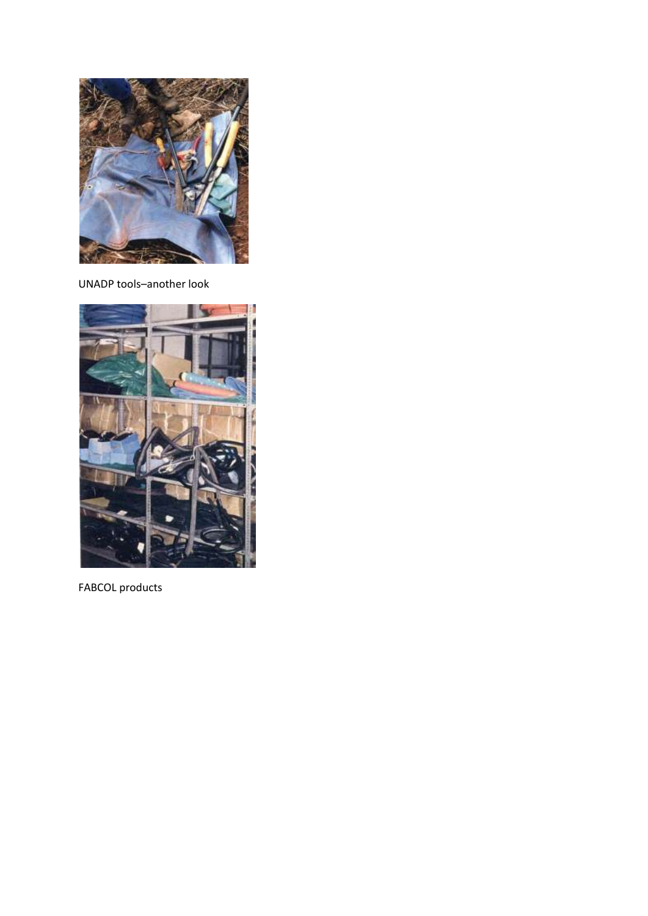UNADP tools–another look

FABCOL products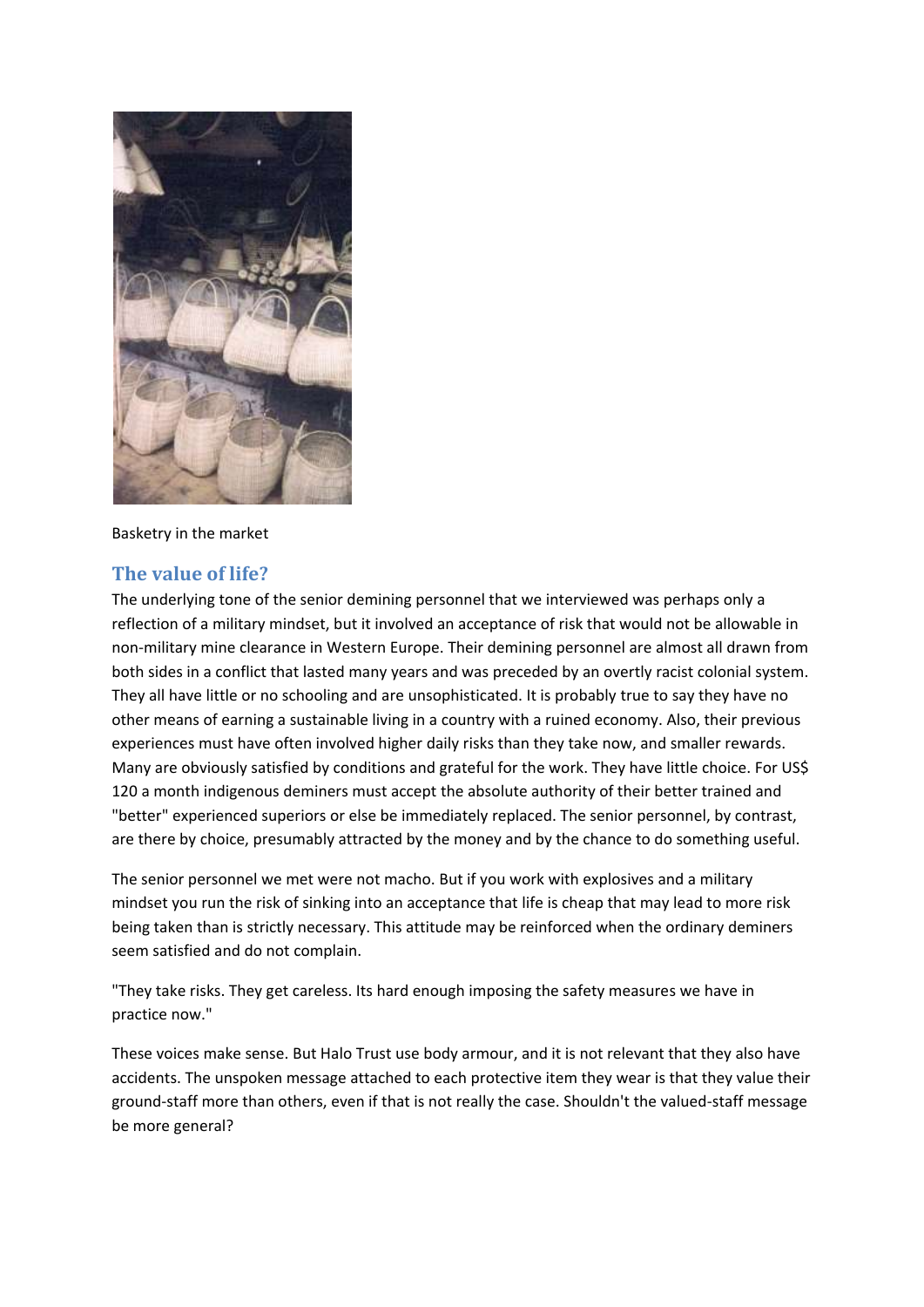Basketry in the market

## The value of life?

The underlying tone of the senior demining personnel that we interviewed was perhaps only a reflection of a military mindset, but it involved an acceptance of risk that would not be allowable in non-military mine clearance in Western Europe. Their demining personnel are almost all drawn from both sides in a conflict that lasted many years and was preceded by an overtly racist colonial system. They all have little or no schooling and are unsophisticated. It is probably true to say they have no other means of earning a sustainable living in a country with a ruined economy. Also, their previous experiences must have often involved higher daily risks than they take now, and smaller rewards. Many are obviously satisfied by conditions and grateful for the work. They have little choice. For US$ 120 a month indigenous deminers must accept the absolute authority of their better trained and "better" experienced superiors or else be immediately replaced. The senior personnel, by contrast, are there by choice, presumably attracted by the money and by the chance to do something useful.

The senior personnel we met were not macho. But if you work with explosives and a military mindset you run the risk of sinking into an acceptance that life is cheap that may lead to more risk being taken than is strictly necessary. This attitude may be reinforced when the ordinary deminers seem satisfied and do not complain.

"They take risks. They get careless. Its hard enough imposing the safety measures we have in practice now."

These voices make sense. But Halo Trust use body armour, and it is not relevant that they also have accidents. The unspoken message attached to each protective item they wear is that they value their ground-staff more than others, even if that is not really the case. Shouldn't the valued-staff message be more general?